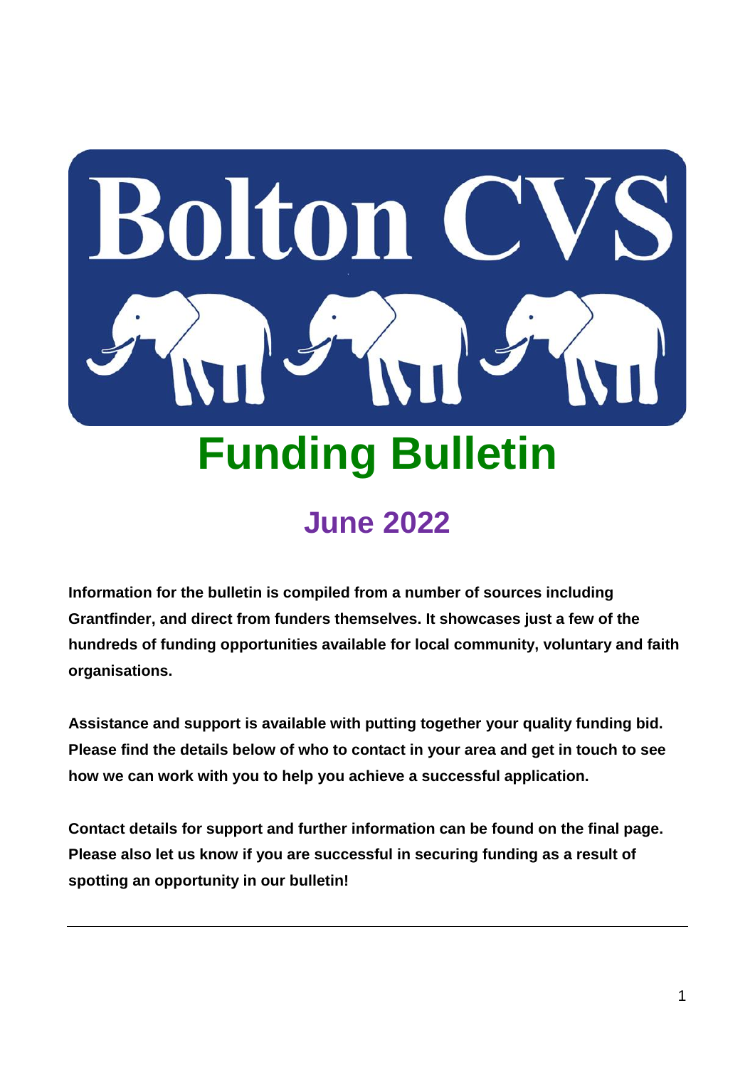# Bolton CVS

# Funding Bulletin

## June 2022

**Information for the bulletin is compiled from a number of sources including Grantfinder, and direct from funders themselves. It showcases just a few of the hundreds of funding opportunities available for local community, voluntary and faith organisations.**

**Assistance and support is available with putting together your quality funding bid. Please find the details below of who to contact in your area and get in touch to see how we can work with you to help you achieve a successful application.**

**Contact details for support and further information can be found on the final page. Please also let us know if you are successful in securing funding as a result of spotting an opportunity in our bulletin!**

---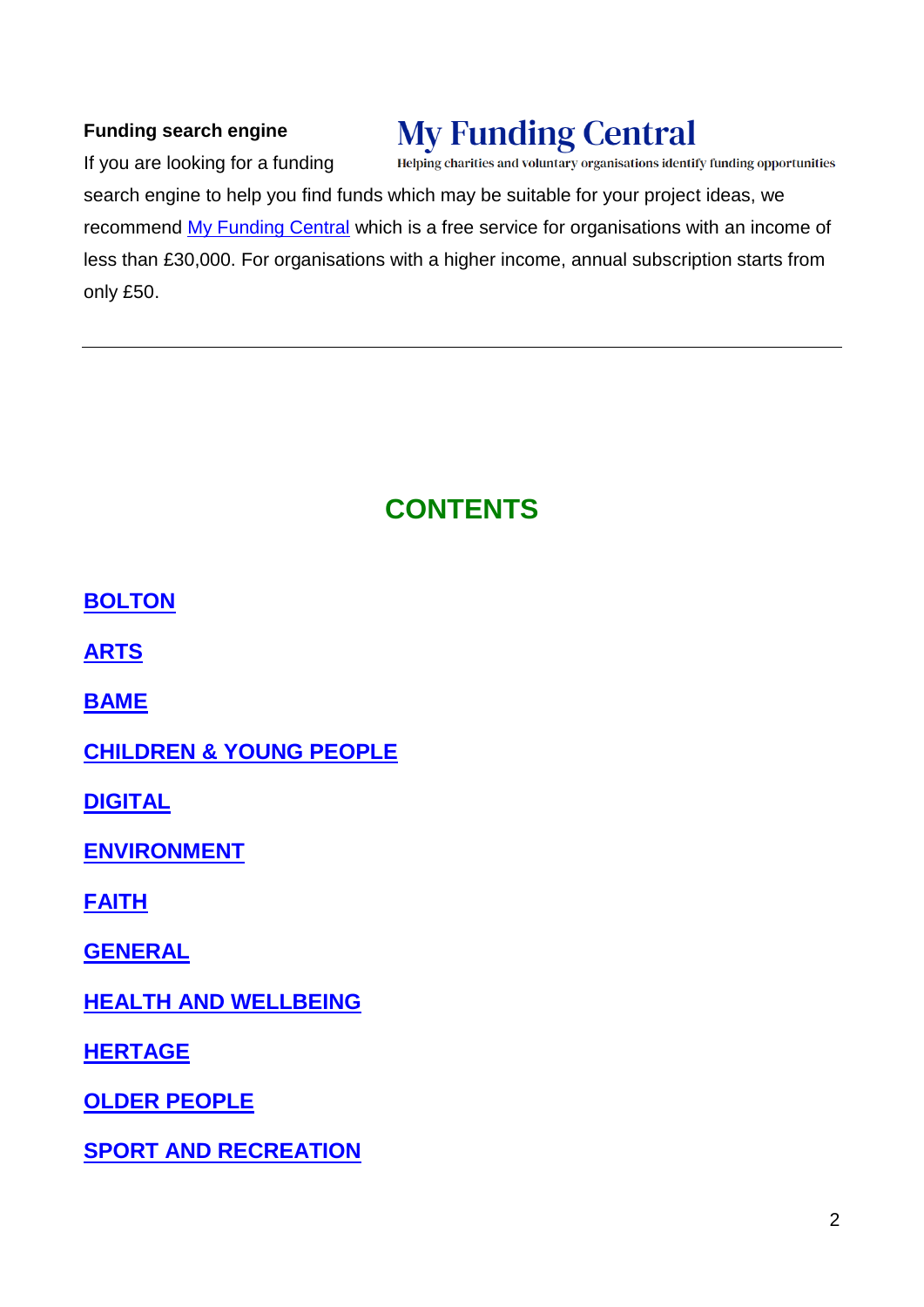**Funding search engine**

**My Funding Central**
Helping charities and voluntary organisations identify funding opportunities

If you are looking for a funding search engine to help you find funds which may be suitable for your project ideas, we recommend My Funding Central which is a free service for organisations with an income of less than £30,000. For organisations with a higher income, annual subscription starts from only £50.

---

## CONTENTS

**BOLTON**

**ARTS**

**BAME**

**CHILDREN & YOUNG PEOPLE**

**DIGITAL**

**ENVIRONMENT**

**FAITH**

**GENERAL**

**HEALTH AND WELLBEING**

**HERTAGE**

**OLDER PEOPLE**

**SPORT AND RECREATION**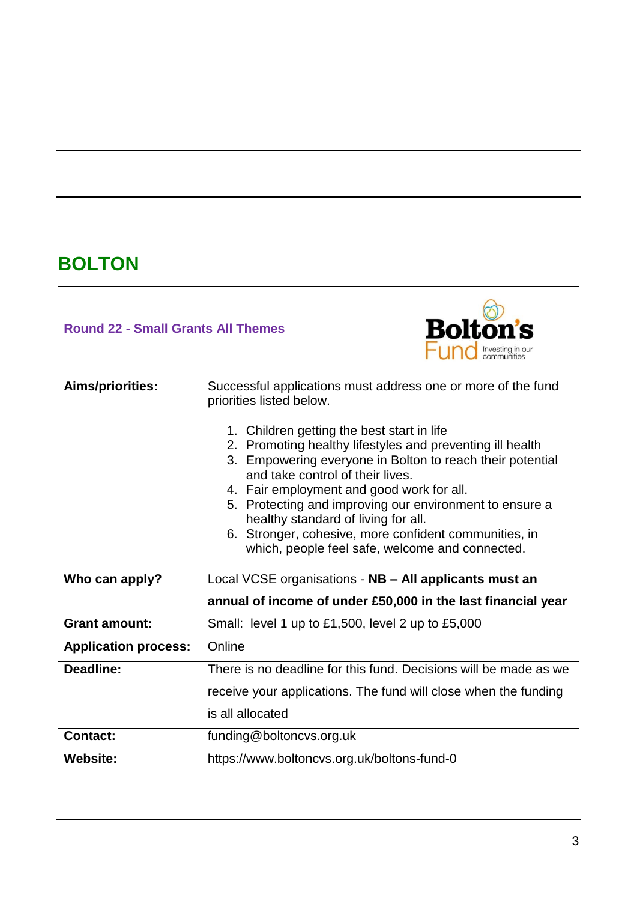## BOLTON

| Round 22 - Small Grants All Themes | |
|---|---|
| **Aims/priorities:** | Successful applications must address one or more of the fund priorities listed below.<br><br>1. Children getting the best start in life<br>2. Promoting healthy lifestyles and preventing ill health<br>3. Empowering everyone in Bolton to reach their potential and take control of their lives.<br>4. Fair employment and good work for all.<br>5. Protecting and improving our environment to ensure a healthy standard of living for all.<br>6. Stronger, cohesive, more confident communities, in which, people feel safe, welcome and connected. |
| **Who can apply?** | Local VCSE organisations - **NB – All applicants must an annual of income of under £50,000 in the last financial year** |
| **Grant amount:** | Small: level 1 up to £1,500, level 2 up to £5,000 |
| **Application process:** | Online |
| **Deadline:** | There is no deadline for this fund. Decisions will be made as we receive your applications. The fund will close when the funding is all allocated |
| **Contact:** | funding@boltoncvs.org.uk |
| **Website:** | https://www.boltoncvs.org.uk/boltons-fund-0 |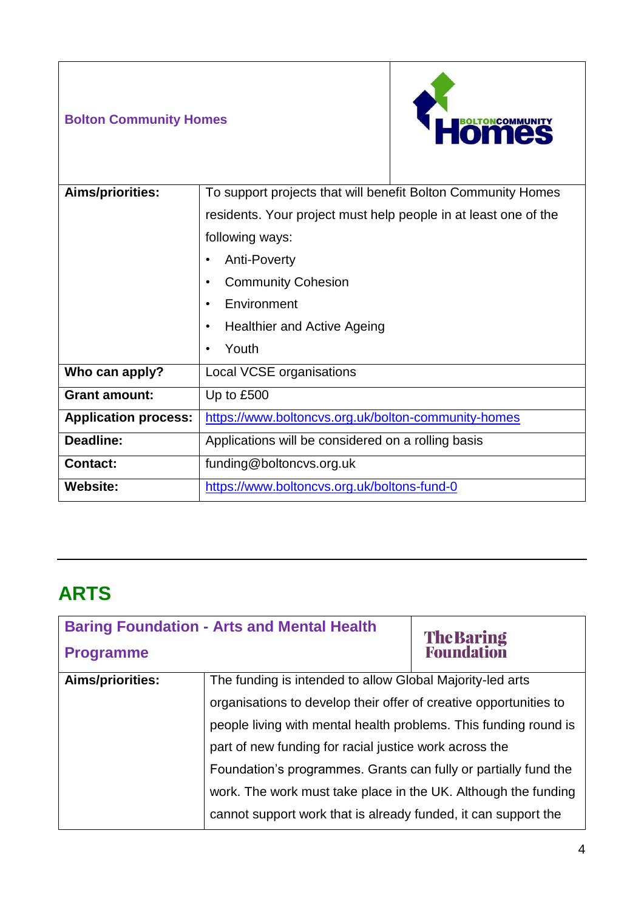| Bolton Community Homes | |
|---|---|
| **Aims/priorities:** | To support projects that will benefit Bolton Community Homes residents. Your project must help people in at least one of the following ways:<br>• Anti-Poverty<br>• Community Cohesion<br>• Environment<br>• Healthier and Active Ageing<br>• Youth |
| **Who can apply?** | Local VCSE organisations |
| **Grant amount:** | Up to £500 |
| **Application process:** | https://www.boltoncvs.org.uk/bolton-community-homes |
| **Deadline:** | Applications will be considered on a rolling basis |
| **Contact:** | funding@boltoncvs.org.uk |
| **Website:** | https://www.boltoncvs.org.uk/boltons-fund-0 |

## ARTS

| Baring Foundation - Arts and Mental Health Programme | |
|---|---|
| **Aims/priorities:** | The funding is intended to allow Global Majority-led arts organisations to develop their offer of creative opportunities to people living with mental health problems. This funding round is part of new funding for racial justice work across the Foundation's programmes. Grants can fully or partially fund the work. The work must take place in the UK. Although the funding cannot support work that is already funded, it can support the |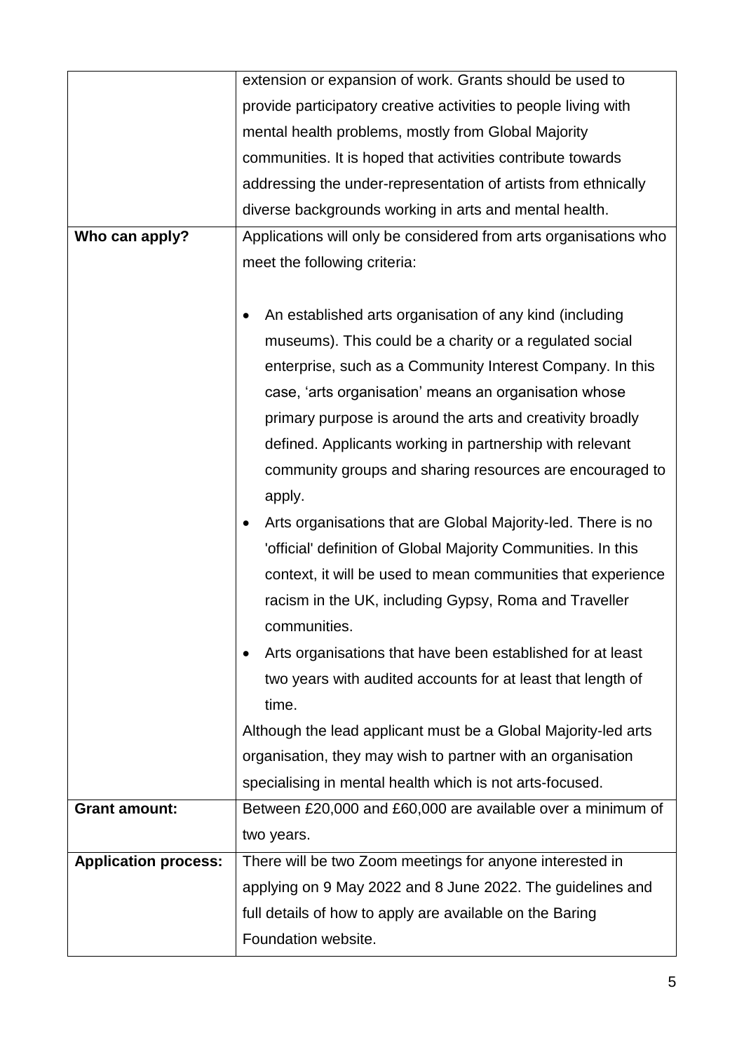| | |
|---|---|
| | extension or expansion of work. Grants should be used to provide participatory creative activities to people living with mental health problems, mostly from Global Majority communities. It is hoped that activities contribute towards addressing the under-representation of artists from ethnically diverse backgrounds working in arts and mental health. |
| **Who can apply?** | Applications will only be considered from arts organisations who meet the following criteria:<br><br>• An established arts organisation of any kind (including museums). This could be a charity or a regulated social enterprise, such as a Community Interest Company. In this case, 'arts organisation' means an organisation whose primary purpose is around the arts and creativity broadly defined. Applicants working in partnership with relevant community groups and sharing resources are encouraged to apply.<br>• Arts organisations that are Global Majority-led. There is no 'official' definition of Global Majority Communities. In this context, it will be used to mean communities that experience racism in the UK, including Gypsy, Roma and Traveller communities.<br>• Arts organisations that have been established for at least two years with audited accounts for at least that length of time.<br><br>Although the lead applicant must be a Global Majority-led arts organisation, they may wish to partner with an organisation specialising in mental health which is not arts-focused. |
| **Grant amount:** | Between £20,000 and £60,000 are available over a minimum of two years. |
| **Application process:** | There will be two Zoom meetings for anyone interested in applying on 9 May 2022 and 8 June 2022. The guidelines and full details of how to apply are available on the Baring Foundation website. |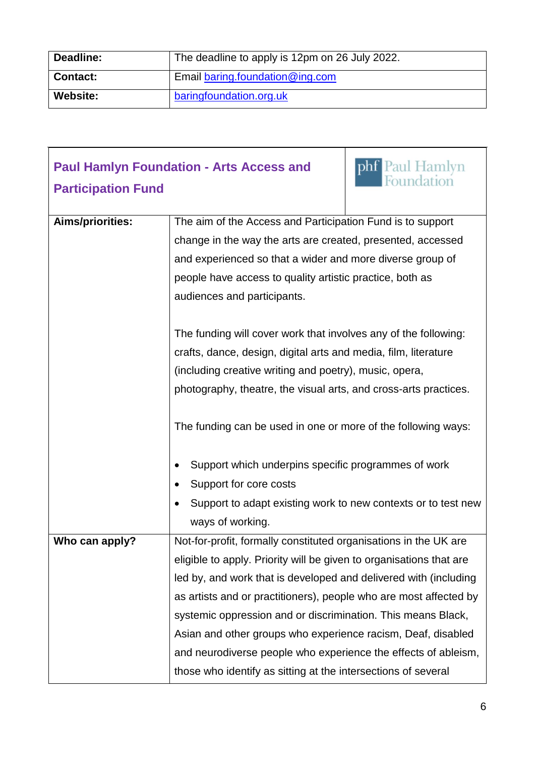| | |
|---|---|
| **Deadline:** | The deadline to apply is 12pm on 26 July 2022. |
| **Contact:** | Email baring.foundation@ing.com |
| **Website:** | baringfoundation.org.uk |

## Paul Hamlyn Foundation - Arts Access and Participation Fund

| | |
|---|---|
| **Aims/priorities:** | The aim of the Access and Participation Fund is to support change in the way the arts are created, presented, accessed and experienced so that a wider and more diverse group of people have access to quality artistic practice, both as audiences and participants.<br><br>The funding will cover work that involves any of the following: crafts, dance, design, digital arts and media, film, literature (including creative writing and poetry), music, opera, photography, theatre, the visual arts, and cross-arts practices.<br><br>The funding can be used in one or more of the following ways:<br><br>• Support which underpins specific programmes of work<br>• Support for core costs<br>• Support to adapt existing work to new contexts or to test new ways of working. |
| **Who can apply?** | Not-for-profit, formally constituted organisations in the UK are eligible to apply. Priority will be given to organisations that are led by, and work that is developed and delivered with (including as artists and or practitioners), people who are most affected by systemic oppression and or discrimination. This means Black, Asian and other groups who experience racism, Deaf, disabled and neurodiverse people who experience the effects of ableism, those who identify as sitting at the intersections of several |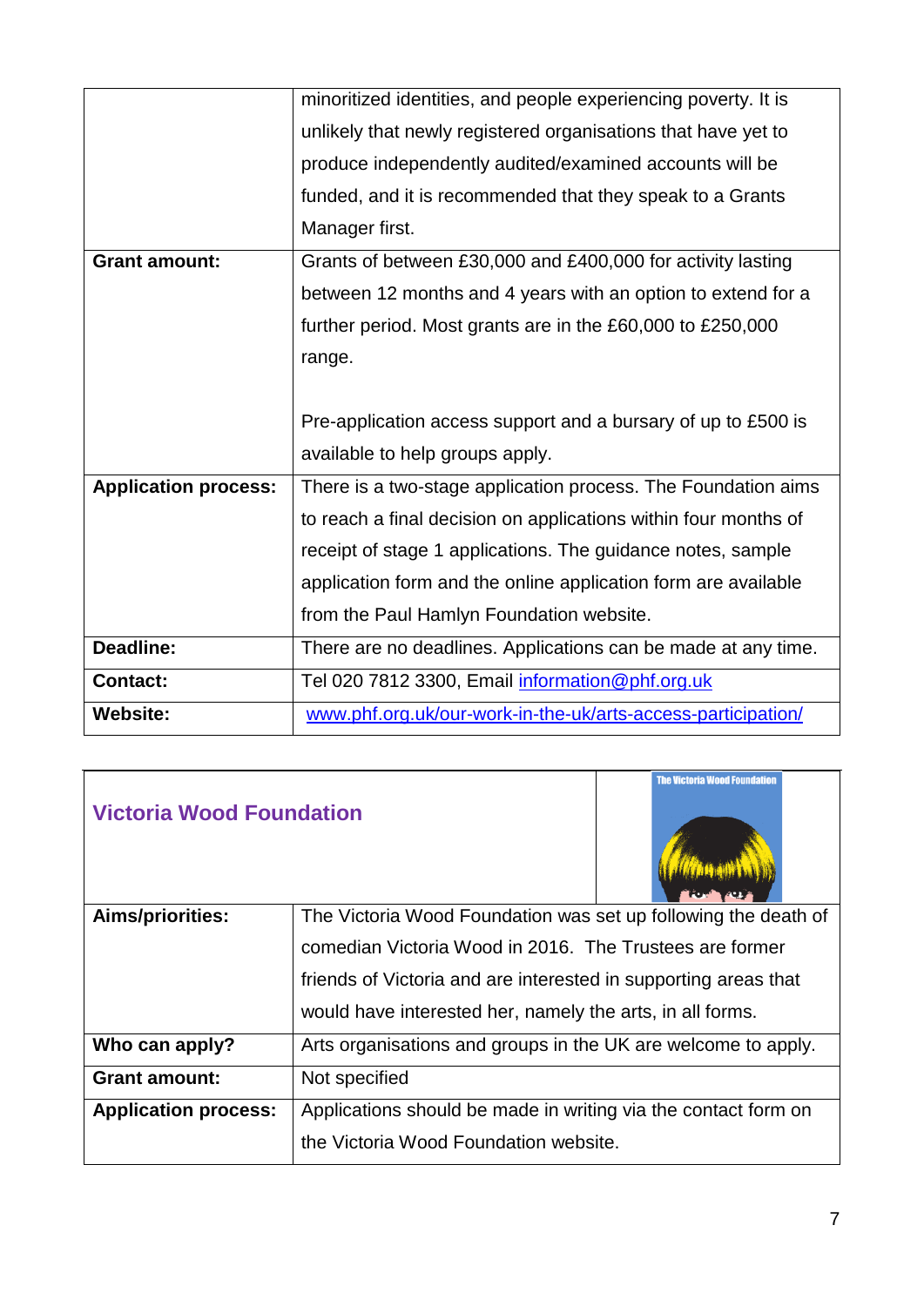|  |  |
|---|---|
|  | minoritized identities, and people experiencing poverty. It is unlikely that newly registered organisations that have yet to produce independently audited/examined accounts will be funded, and it is recommended that they speak to a Grants Manager first. |
| **Grant amount:** | Grants of between £30,000 and £400,000 for activity lasting between 12 months and 4 years with an option to extend for a further period. Most grants are in the £60,000 to £250,000 range.<br><br>Pre-application access support and a bursary of up to £500 is available to help groups apply. |
| **Application process:** | There is a two-stage application process. The Foundation aims to reach a final decision on applications within four months of receipt of stage 1 applications. The guidance notes, sample application form and the online application form are available from the Paul Hamlyn Foundation website. |
| **Deadline:** | There are no deadlines. Applications can be made at any time. |
| **Contact:** | Tel 020 7812 3300, Email information@phf.org.uk |
| **Website:** | www.phf.org.uk/our-work-in-the-uk/arts-access-participation/ |

## Victoria Wood Foundation

|  |  |
|---|---|
| **Aims/priorities:** | The Victoria Wood Foundation was set up following the death of comedian Victoria Wood in 2016. The Trustees are former friends of Victoria and are interested in supporting areas that would have interested her, namely the arts, in all forms. |
| **Who can apply?** | Arts organisations and groups in the UK are welcome to apply. |
| **Grant amount:** | Not specified |
| **Application process:** | Applications should be made in writing via the contact form on the Victoria Wood Foundation website. |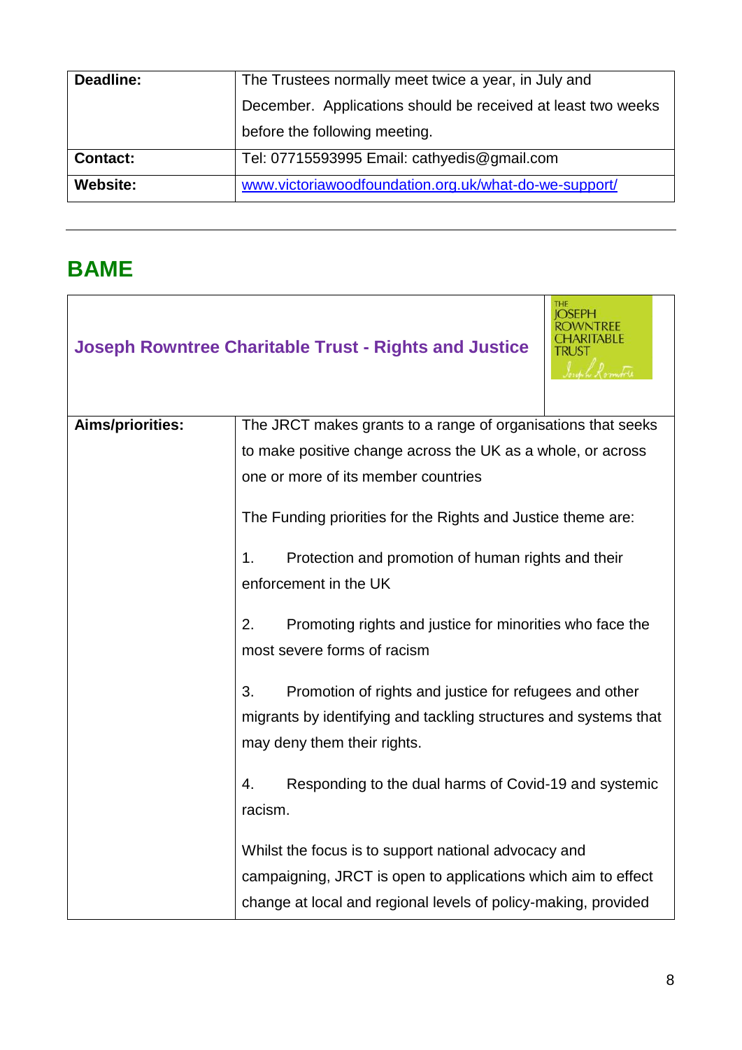| | |
|---|---|
| **Deadline:** | The Trustees normally meet twice a year, in July and December. Applications should be received at least two weeks before the following meeting. |
| **Contact:** | Tel: 07715593995 Email: cathyedis@gmail.com |
| **Website:** | [www.victoriawoodfoundation.org.uk/what-do-we-support/](www.victoriawoodfoundation.org.uk/what-do-we-support/) |

---

## BAME

| **Joseph Rowntree Charitable Trust - Rights and Justice** | THE JOSEPH ROWNTREE CHARITABLE TRUST |
|---|---|
| **Aims/priorities:** | The JRCT makes grants to a range of organisations that seeks to make positive change across the UK as a whole, or across one or more of its member countries<br><br>The Funding priorities for the Rights and Justice theme are:<br><br>1. Protection and promotion of human rights and their enforcement in the UK<br><br>2. Promoting rights and justice for minorities who face the most severe forms of racism<br><br>3. Promotion of rights and justice for refugees and other migrants by identifying and tackling structures and systems that may deny them their rights.<br><br>4. Responding to the dual harms of Covid-19 and systemic racism.<br><br>Whilst the focus is to support national advocacy and campaigning, JRCT is open to applications which aim to effect change at local and regional levels of policy-making, provided |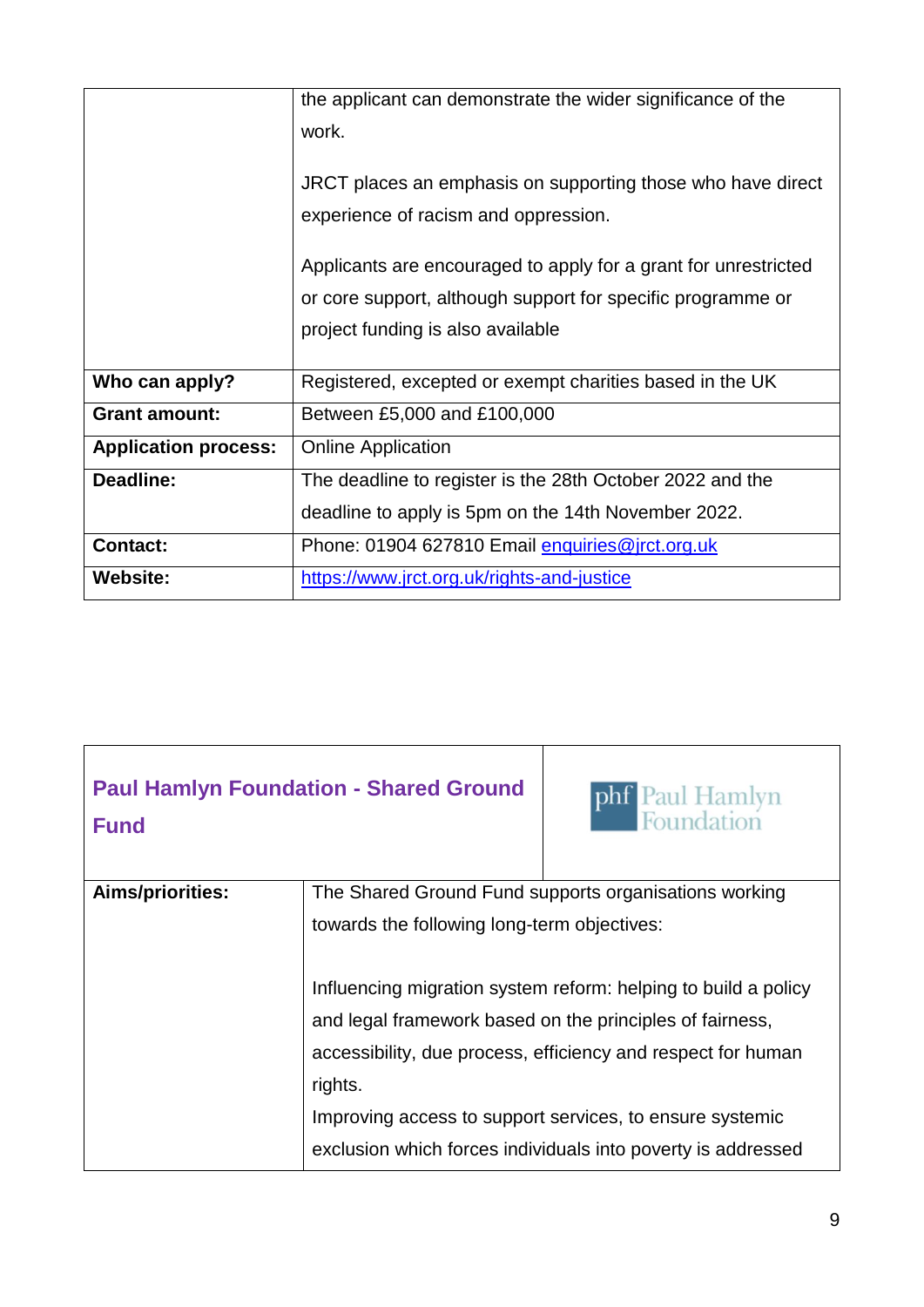| | |
|---|---|
| | the applicant can demonstrate the wider significance of the work.<br><br>JRCT places an emphasis on supporting those who have direct experience of racism and oppression.<br><br>Applicants are encouraged to apply for a grant for unrestricted or core support, although support for specific programme or project funding is also available |
| **Who can apply?** | Registered, excepted or exempt charities based in the UK |
| **Grant amount:** | Between £5,000 and £100,000 |
| **Application process:** | Online Application |
| **Deadline:** | The deadline to register is the 28th October 2022 and the deadline to apply is 5pm on the 14th November 2022. |
| **Contact:** | Phone: 01904 627810 Email [enquiries@jrct.org.uk](mailto:enquiries@jrct.org.uk) |
| **Website:** | [https://www.jrct.org.uk/rights-and-justice](https://www.jrct.org.uk/rights-and-justice) |

## Paul Hamlyn Foundation - Shared Ground Fund

| | |
|---|---|
| **Aims/priorities:** | The Shared Ground Fund supports organisations working towards the following long-term objectives:<br><br>Influencing migration system reform: helping to build a policy and legal framework based on the principles of fairness, accessibility, due process, efficiency and respect for human rights.<br>Improving access to support services, to ensure systemic exclusion which forces individuals into poverty is addressed |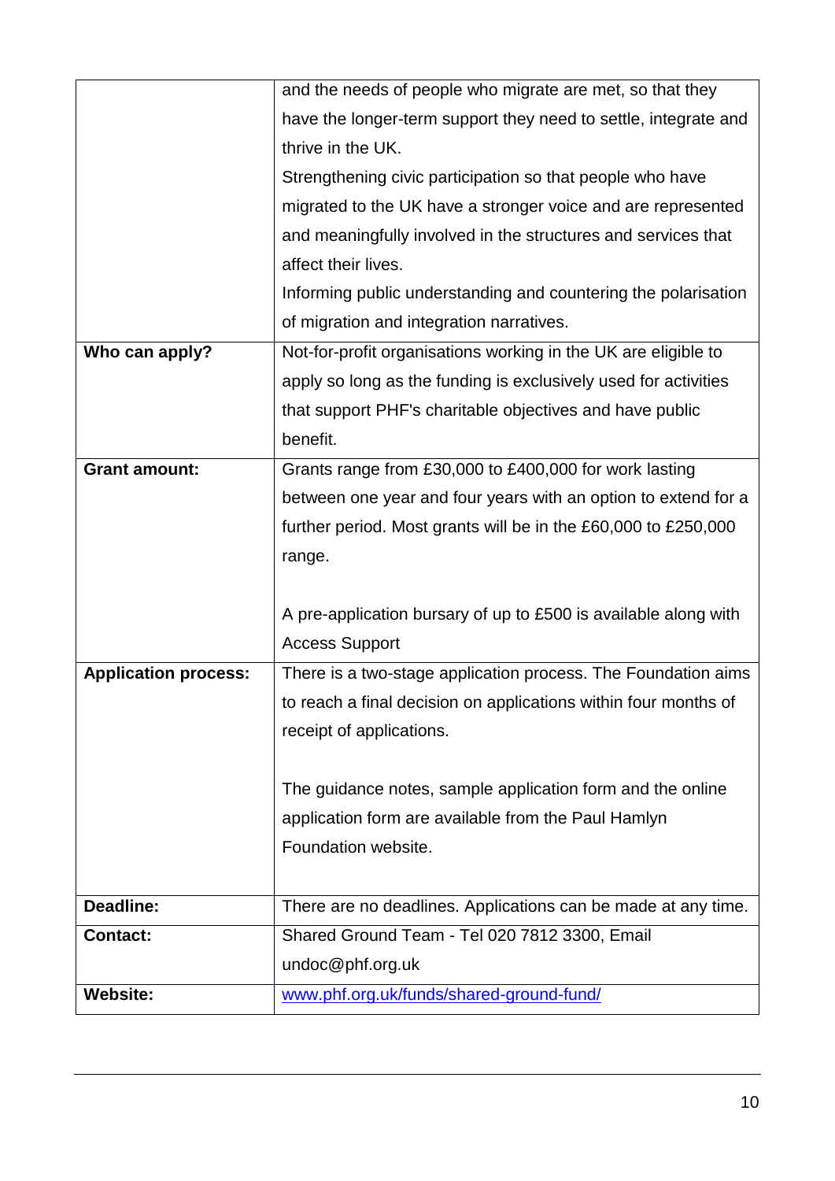| | |
|---|---|
| | and the needs of people who migrate are met, so that they have the longer-term support they need to settle, integrate and thrive in the UK.<br>Strengthening civic participation so that people who have migrated to the UK have a stronger voice and are represented and meaningfully involved in the structures and services that affect their lives.<br>Informing public understanding and countering the polarisation of migration and integration narratives. |
| **Who can apply?** | Not-for-profit organisations working in the UK are eligible to apply so long as the funding is exclusively used for activities that support PHF's charitable objectives and have public benefit. |
| **Grant amount:** | Grants range from £30,000 to £400,000 for work lasting between one year and four years with an option to extend for a further period. Most grants will be in the £60,000 to £250,000 range.<br><br>A pre-application bursary of up to £500 is available along with Access Support |
| **Application process:** | There is a two-stage application process. The Foundation aims to reach a final decision on applications within four months of receipt of applications.<br><br>The guidance notes, sample application form and the online application form are available from the Paul Hamlyn Foundation website. |
| **Deadline:** | There are no deadlines. Applications can be made at any time. |
| **Contact:** | Shared Ground Team - Tel 020 7812 3300, Email undoc@phf.org.uk |
| **Website:** | [www.phf.org.uk/funds/shared-ground-fund/](www.phf.org.uk/funds/shared-ground-fund/) |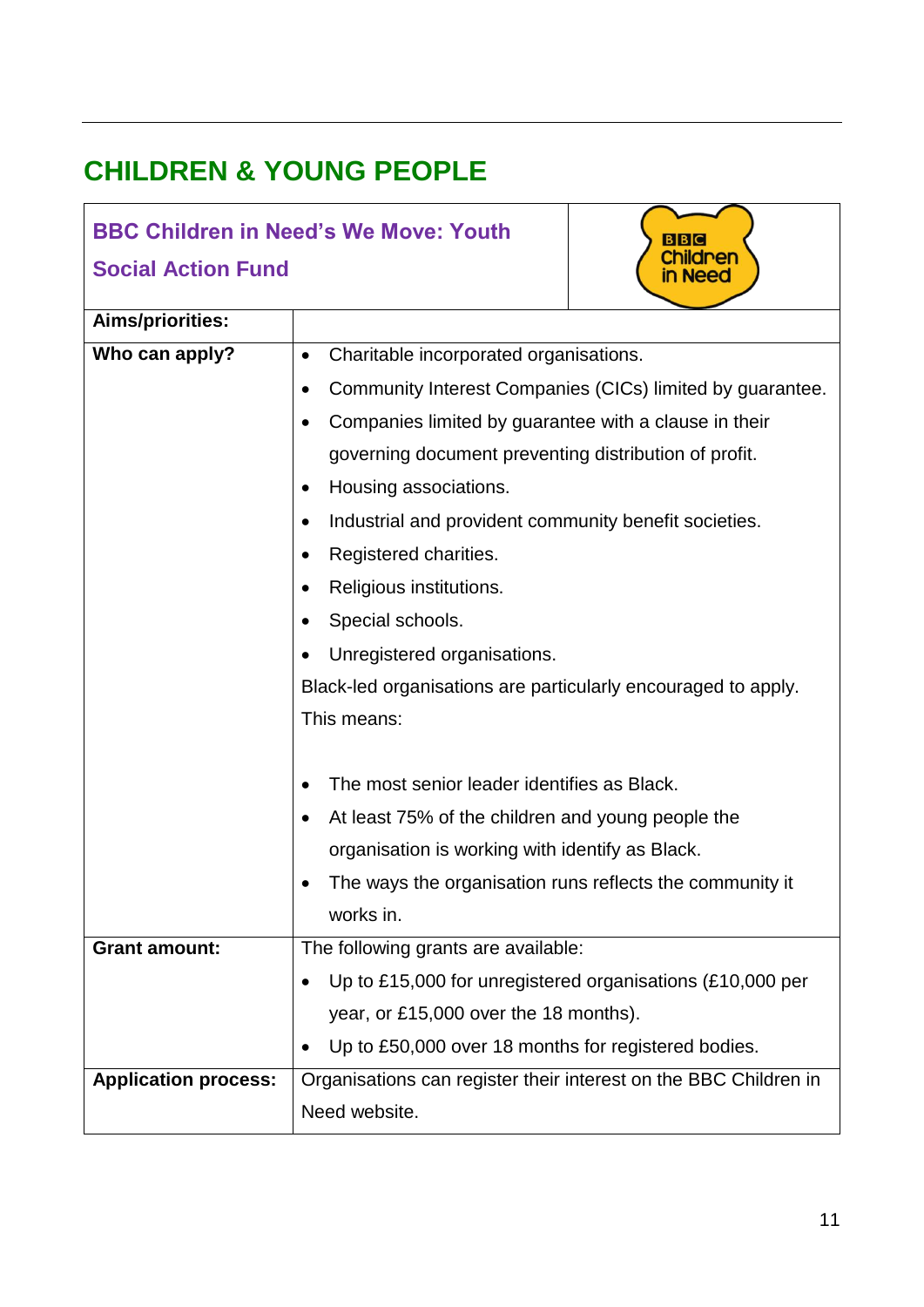## CHILDREN & YOUNG PEOPLE

| BBC Children in Need's We Move: Youth Social Action Fund | |
|---|---|
| **Aims/priorities:** | |
| **Who can apply?** | • Charitable incorporated organisations.<br>• Community Interest Companies (CICs) limited by guarantee.<br>• Companies limited by guarantee with a clause in their governing document preventing distribution of profit.<br>• Housing associations.<br>• Industrial and provident community benefit societies.<br>• Registered charities.<br>• Religious institutions.<br>• Special schools.<br>• Unregistered organisations.<br>Black-led organisations are particularly encouraged to apply. This means:<br>• The most senior leader identifies as Black.<br>• At least 75% of the children and young people the organisation is working with identify as Black.<br>• The ways the organisation runs reflects the community it works in. |
| **Grant amount:** | The following grants are available:<br>• Up to £15,000 for unregistered organisations (£10,000 per year, or £15,000 over the 18 months).<br>• Up to £50,000 over 18 months for registered bodies. |
| **Application process:** | Organisations can register their interest on the BBC Children in Need website. |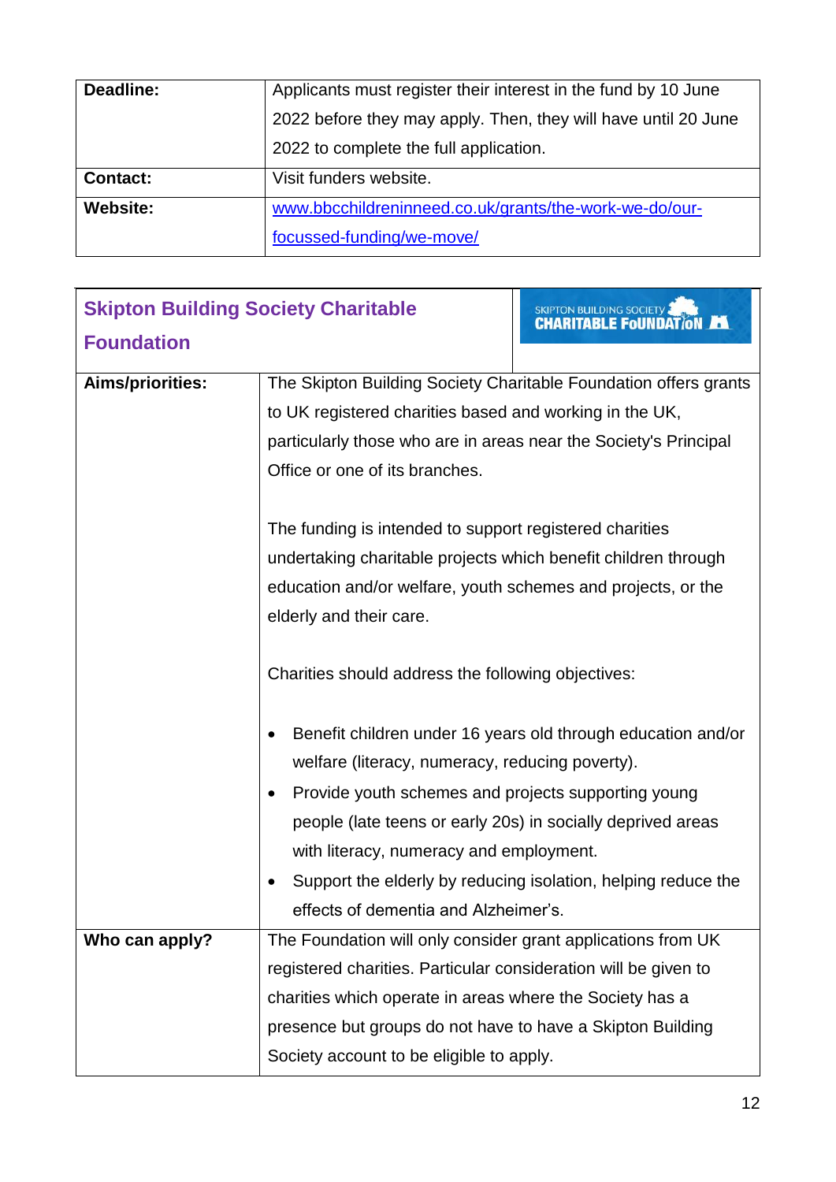| | |
|---|---|
| **Deadline:** | Applicants must register their interest in the fund by 10 June 2022 before they may apply. Then, they will have until 20 June 2022 to complete the full application. |
| **Contact:** | Visit funders website. |
| **Website:** | [www.bbcchildreninneed.co.uk/grants/the-work-we-do/our-focussed-funding/we-move/](www.bbcchildreninneed.co.uk/grants/the-work-we-do/our-focussed-funding/we-move/) |

## Skipton Building Society Charitable Foundation

| | |
|---|---|
| **Aims/priorities:** | The Skipton Building Society Charitable Foundation offers grants to UK registered charities based and working in the UK, particularly those who are in areas near the Society's Principal Office or one of its branches.<br><br>The funding is intended to support registered charities undertaking charitable projects which benefit children through education and/or welfare, youth schemes and projects, or the elderly and their care.<br><br>Charities should address the following objectives:<br><br>• Benefit children under 16 years old through education and/or welfare (literacy, numeracy, reducing poverty).<br>• Provide youth schemes and projects supporting young people (late teens or early 20s) in socially deprived areas with literacy, numeracy and employment.<br>• Support the elderly by reducing isolation, helping reduce the effects of dementia and Alzheimer's. |
| **Who can apply?** | The Foundation will only consider grant applications from UK registered charities. Particular consideration will be given to charities which operate in areas where the Society has a presence but groups do not have to have a Skipton Building Society account to be eligible to apply. |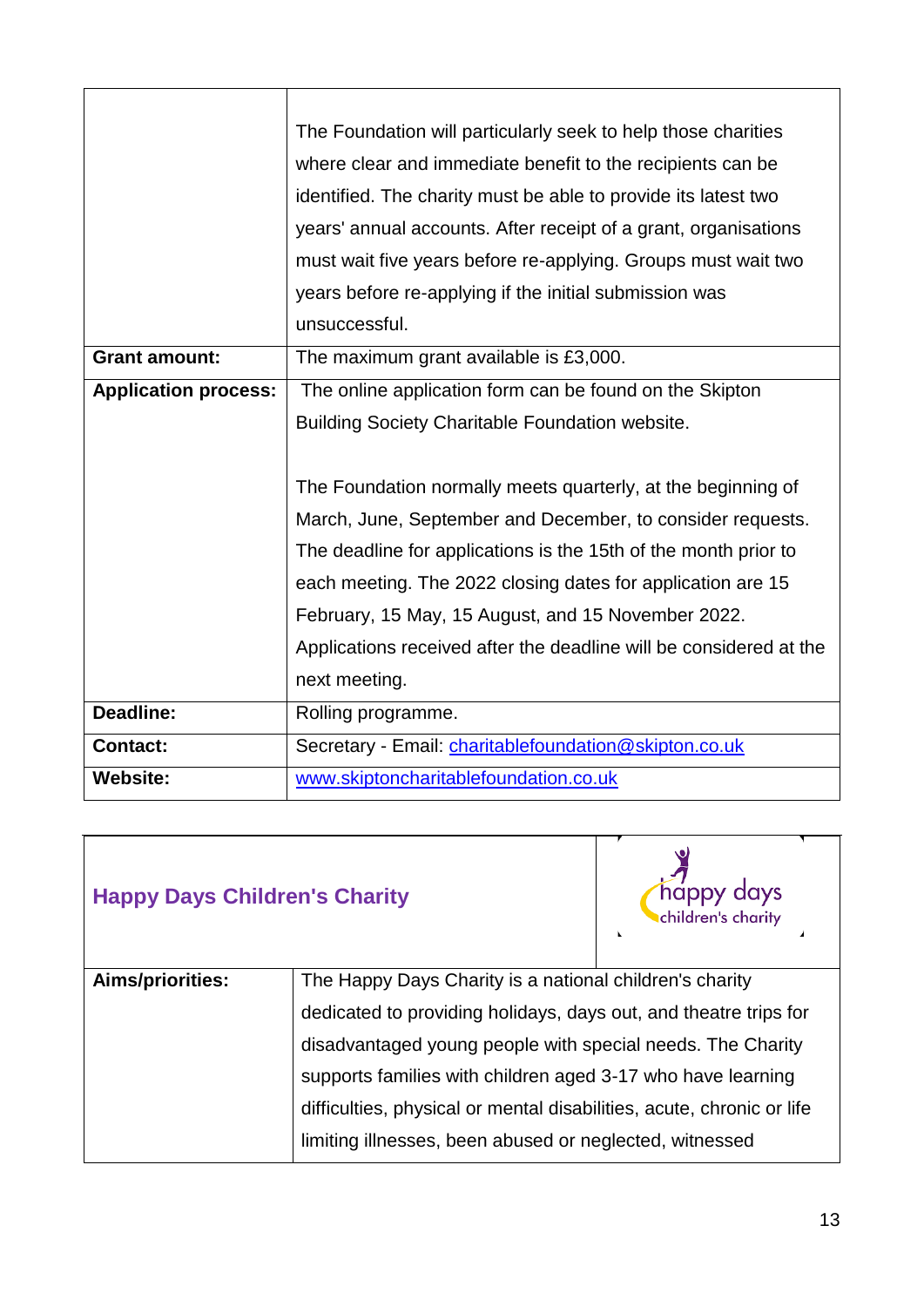| | |
|---|---|
| | The Foundation will particularly seek to help those charities where clear and immediate benefit to the recipients can be identified. The charity must be able to provide its latest two years' annual accounts. After receipt of a grant, organisations must wait five years before re-applying. Groups must wait two years before re-applying if the initial submission was unsuccessful. |
| **Grant amount:** | The maximum grant available is £3,000. |
| **Application process:** | The online application form can be found on the Skipton Building Society Charitable Foundation website.<br><br>The Foundation normally meets quarterly, at the beginning of March, June, September and December, to consider requests. The deadline for applications is the 15th of the month prior to each meeting. The 2022 closing dates for application are 15 February, 15 May, 15 August, and 15 November 2022. Applications received after the deadline will be considered at the next meeting. |
| **Deadline:** | Rolling programme. |
| **Contact:** | Secretary - Email: charitablefoundation@skipton.co.uk |
| **Website:** | www.skiptoncharitablefoundation.co.uk |

## Happy Days Children's Charity

| | |
|---|---|
| **Aims/priorities:** | The Happy Days Charity is a national children's charity dedicated to providing holidays, days out, and theatre trips for disadvantaged young people with special needs. The Charity supports families with children aged 3-17 who have learning difficulties, physical or mental disabilities, acute, chronic or life limiting illnesses, been abused or neglected, witnessed |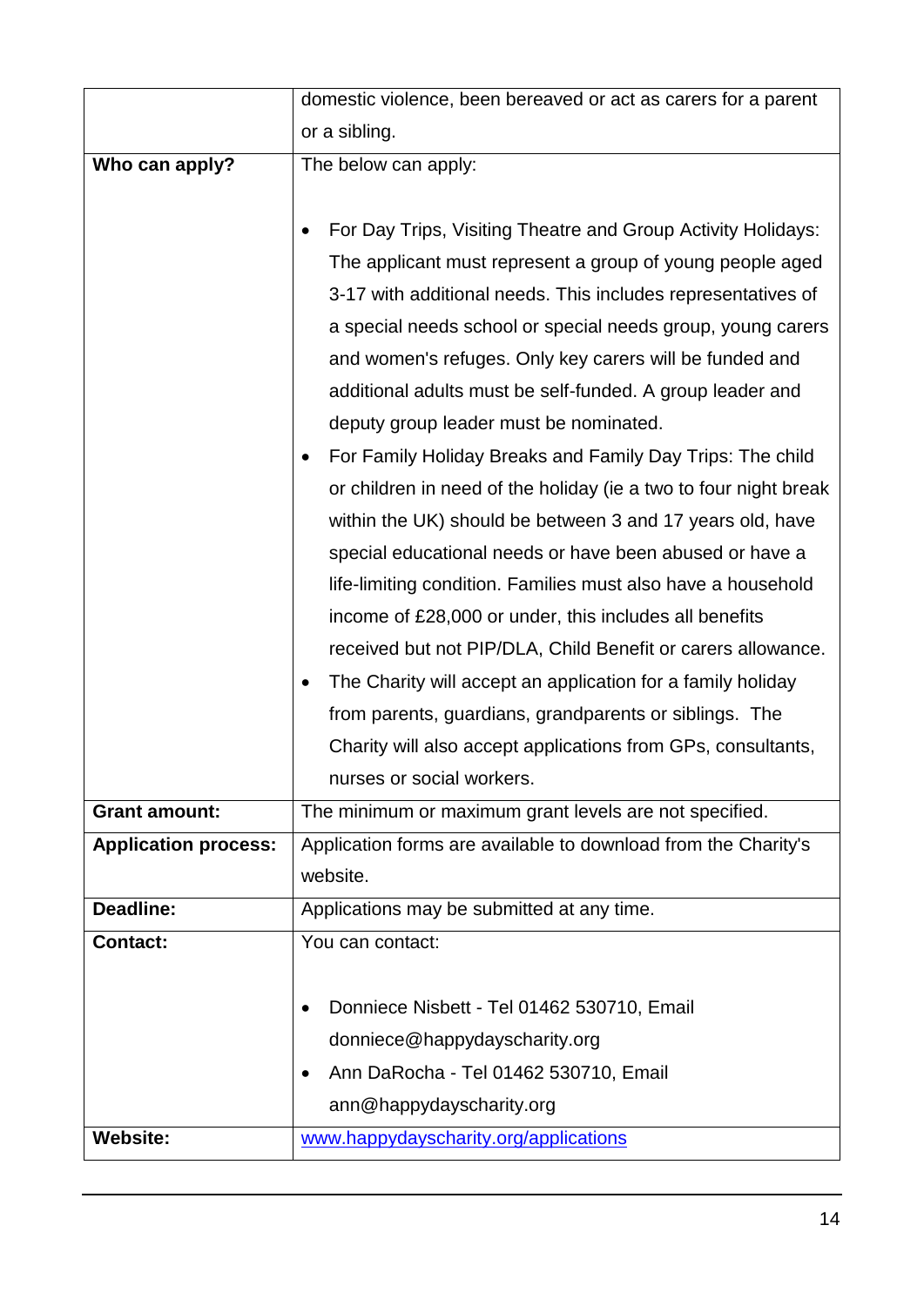| | |
|---|---|
| | domestic violence, been bereaved or act as carers for a parent or a sibling. |
| **Who can apply?** | The below can apply:<br><br>• For Day Trips, Visiting Theatre and Group Activity Holidays: The applicant must represent a group of young people aged 3-17 with additional needs. This includes representatives of a special needs school or special needs group, young carers and women's refuges. Only key carers will be funded and additional adults must be self-funded. A group leader and deputy group leader must be nominated.<br>• For Family Holiday Breaks and Family Day Trips: The child or children in need of the holiday (ie a two to four night break within the UK) should be between 3 and 17 years old, have special educational needs or have been abused or have a life-limiting condition. Families must also have a household income of £28,000 or under, this includes all benefits received but not PIP/DLA, Child Benefit or carers allowance.<br>• The Charity will accept an application for a family holiday from parents, guardians, grandparents or siblings. The Charity will also accept applications from GPs, consultants, nurses or social workers. |
| **Grant amount:** | The minimum or maximum grant levels are not specified. |
| **Application process:** | Application forms are available to download from the Charity's website. |
| **Deadline:** | Applications may be submitted at any time. |
| **Contact:** | You can contact:<br><br>• Donniece Nisbett - Tel 01462 530710, Email donniece@happydayscharity.org<br>• Ann DaRocha - Tel 01462 530710, Email ann@happydayscharity.org |
| **Website:** | [www.happydayscharity.org/applications](http://www.happydayscharity.org/applications) |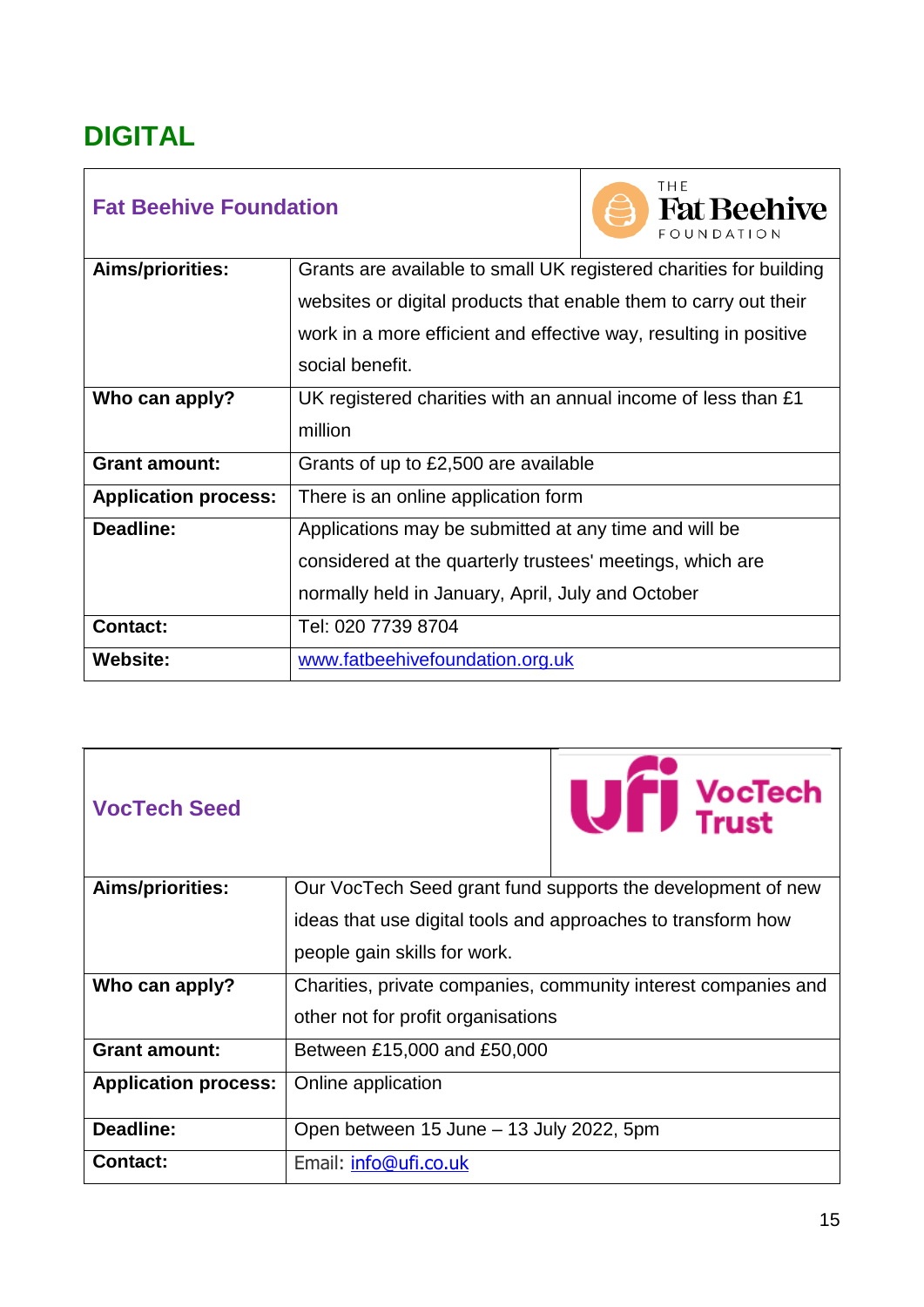# DIGITAL

| Fat Beehive Foundation | |
|---|---|
| **Aims/priorities:** | Grants are available to small UK registered charities for building websites or digital products that enable them to carry out their work in a more efficient and effective way, resulting in positive social benefit. |
| **Who can apply?** | UK registered charities with an annual income of less than £1 million |
| **Grant amount:** | Grants of up to £2,500 are available |
| **Application process:** | There is an online application form |
| **Deadline:** | Applications may be submitted at any time and will be considered at the quarterly trustees' meetings, which are normally held in January, April, July and October |
| **Contact:** | Tel: 020 7739 8704 |
| **Website:** | www.fatbeehivefoundation.org.uk |

| VocTech Seed | |
|---|---|
| **Aims/priorities:** | Our VocTech Seed grant fund supports the development of new ideas that use digital tools and approaches to transform how people gain skills for work. |
| **Who can apply?** | Charities, private companies, community interest companies and other not for profit organisations |
| **Grant amount:** | Between £15,000 and £50,000 |
| **Application process:** | Online application |
| **Deadline:** | Open between 15 June – 13 July 2022, 5pm |
| **Contact:** | Email: info@ufi.co.uk |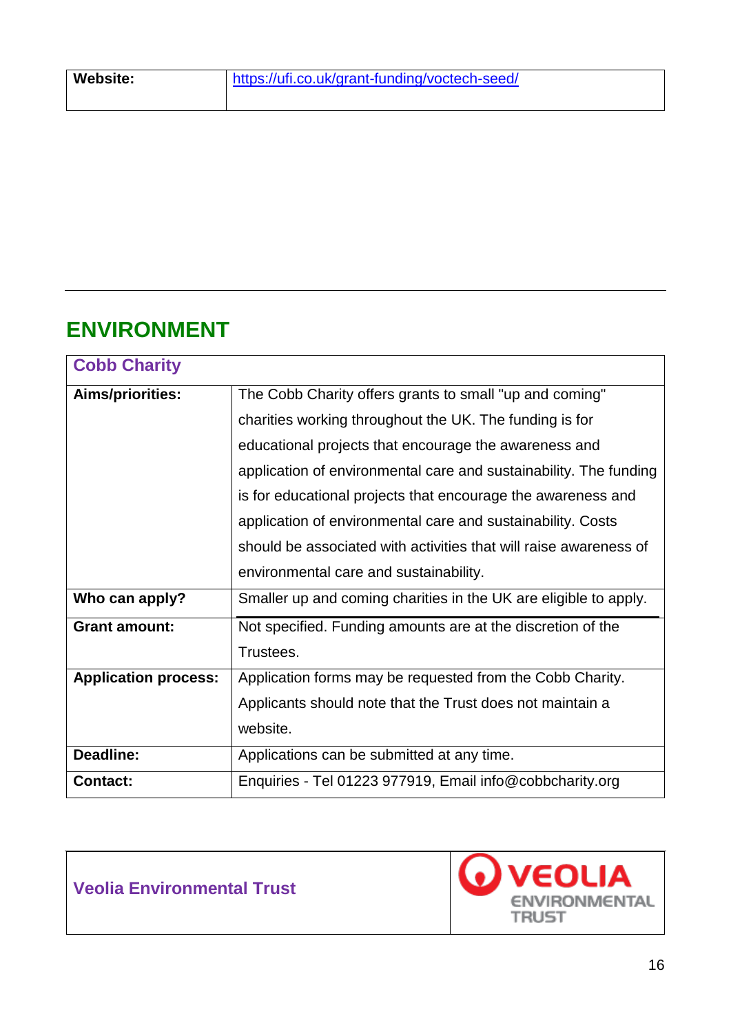| Website: | https://ufi.co.uk/grant-funding/voctech-seed/ |
|---|---|

## ENVIRONMENT

| Cobb Charity | |
|---|---|
| **Aims/priorities:** | The Cobb Charity offers grants to small "up and coming" charities working throughout the UK. The funding is for educational projects that encourage the awareness and application of environmental care and sustainability. The funding is for educational projects that encourage the awareness and application of environmental care and sustainability. Costs should be associated with activities that will raise awareness of environmental care and sustainability. |
| **Who can apply?** | Smaller up and coming charities in the UK are eligible to apply. |
| **Grant amount:** | Not specified. Funding amounts are at the discretion of the Trustees. |
| **Application process:** | Application forms may be requested from the Cobb Charity. Applicants should note that the Trust does not maintain a website. |
| **Deadline:** | Applications can be submitted at any time. |
| **Contact:** | Enquiries - Tel 01223 977919, Email info@cobbcharity.org |

| Veolia Environmental Trust | VEOLIA ENVIRONMENTAL TRUST |
|---|---|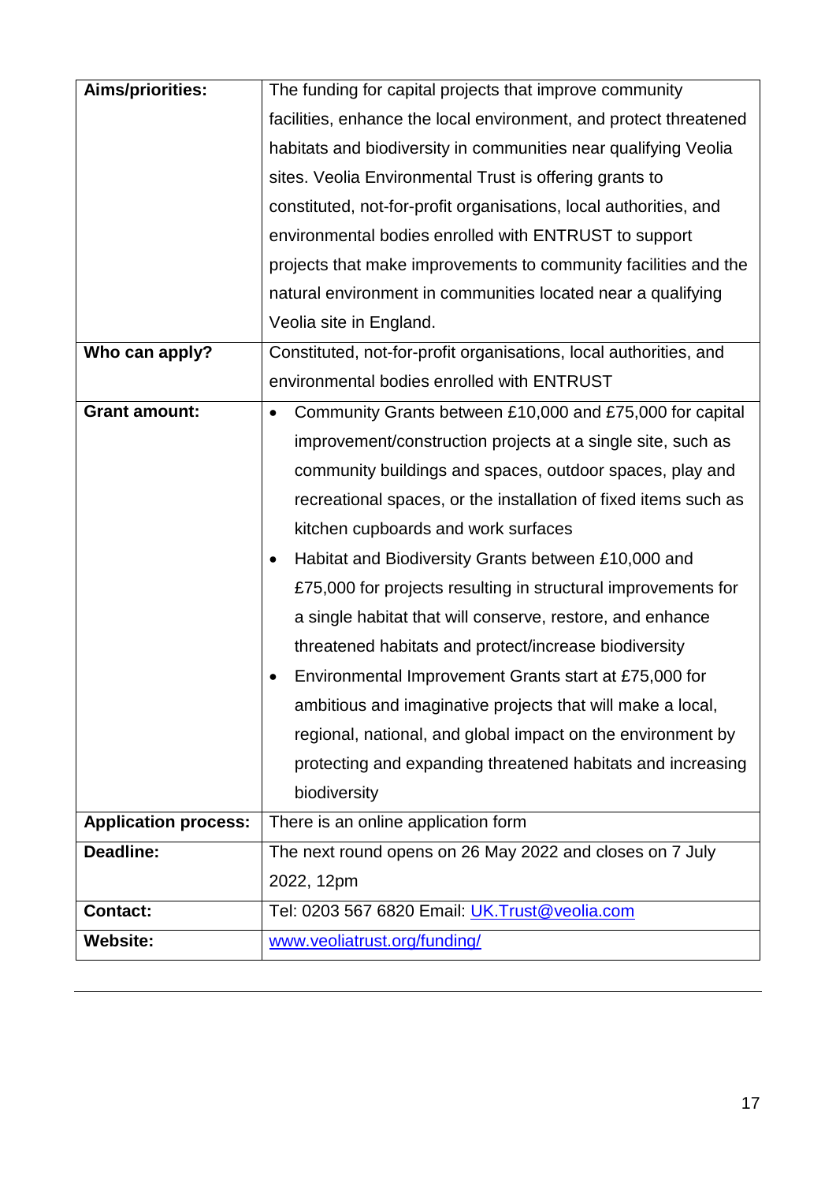| **Aims/priorities:** | The funding for capital projects that improve community facilities, enhance the local environment, and protect threatened habitats and biodiversity in communities near qualifying Veolia sites. Veolia Environmental Trust is offering grants to constituted, not-for-profit organisations, local authorities, and environmental bodies enrolled with ENTRUST to support projects that make improvements to community facilities and the natural environment in communities located near a qualifying Veolia site in England. |
|---|---|
| **Who can apply?** | Constituted, not-for-profit organisations, local authorities, and environmental bodies enrolled with ENTRUST |
| **Grant amount:** | • Community Grants between £10,000 and £75,000 for capital improvement/construction projects at a single site, such as community buildings and spaces, outdoor spaces, play and recreational spaces, or the installation of fixed items such as kitchen cupboards and work surfaces<br>• Habitat and Biodiversity Grants between £10,000 and £75,000 for projects resulting in structural improvements for a single habitat that will conserve, restore, and enhance threatened habitats and protect/increase biodiversity<br>• Environmental Improvement Grants start at £75,000 for ambitious and imaginative projects that will make a local, regional, national, and global impact on the environment by protecting and expanding threatened habitats and increasing biodiversity |
| **Application process:** | There is an online application form |
| **Deadline:** | The next round opens on 26 May 2022 and closes on 7 July 2022, 12pm |
| **Contact:** | Tel: 0203 567 6820 Email: UK.Trust@veolia.com |
| **Website:** | www.veoliatrust.org/funding/ |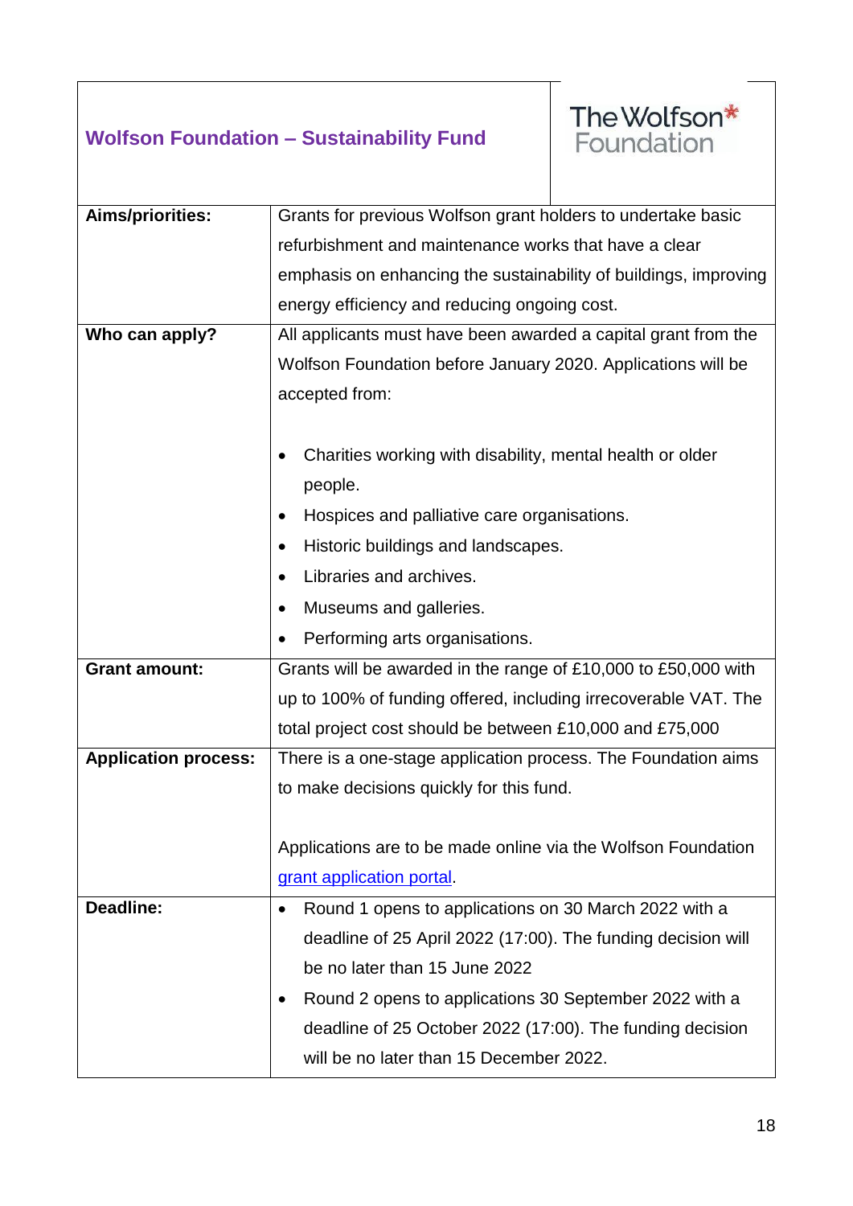## Wolfson Foundation – Sustainability Fund

The Wolfson Foundation

| | |
|---|---|
| **Aims/priorities:** | Grants for previous Wolfson grant holders to undertake basic refurbishment and maintenance works that have a clear emphasis on enhancing the sustainability of buildings, improving energy efficiency and reducing ongoing cost. |
| **Who can apply?** | All applicants must have been awarded a capital grant from the Wolfson Foundation before January 2020. Applications will be accepted from:<br><br>• Charities working with disability, mental health or older people.<br>• Hospices and palliative care organisations.<br>• Historic buildings and landscapes.<br>• Libraries and archives.<br>• Museums and galleries.<br>• Performing arts organisations. |
| **Grant amount:** | Grants will be awarded in the range of £10,000 to £50,000 with up to 100% of funding offered, including irrecoverable VAT. The total project cost should be between £10,000 and £75,000 |
| **Application process:** | There is a one-stage application process. The Foundation aims to make decisions quickly for this fund.<br><br>Applications are to be made online via the Wolfson Foundation grant application portal. |
| **Deadline:** | • Round 1 opens to applications on 30 March 2022 with a deadline of 25 April 2022 (17:00). The funding decision will be no later than 15 June 2022<br>• Round 2 opens to applications 30 September 2022 with a deadline of 25 October 2022 (17:00). The funding decision will be no later than 15 December 2022. |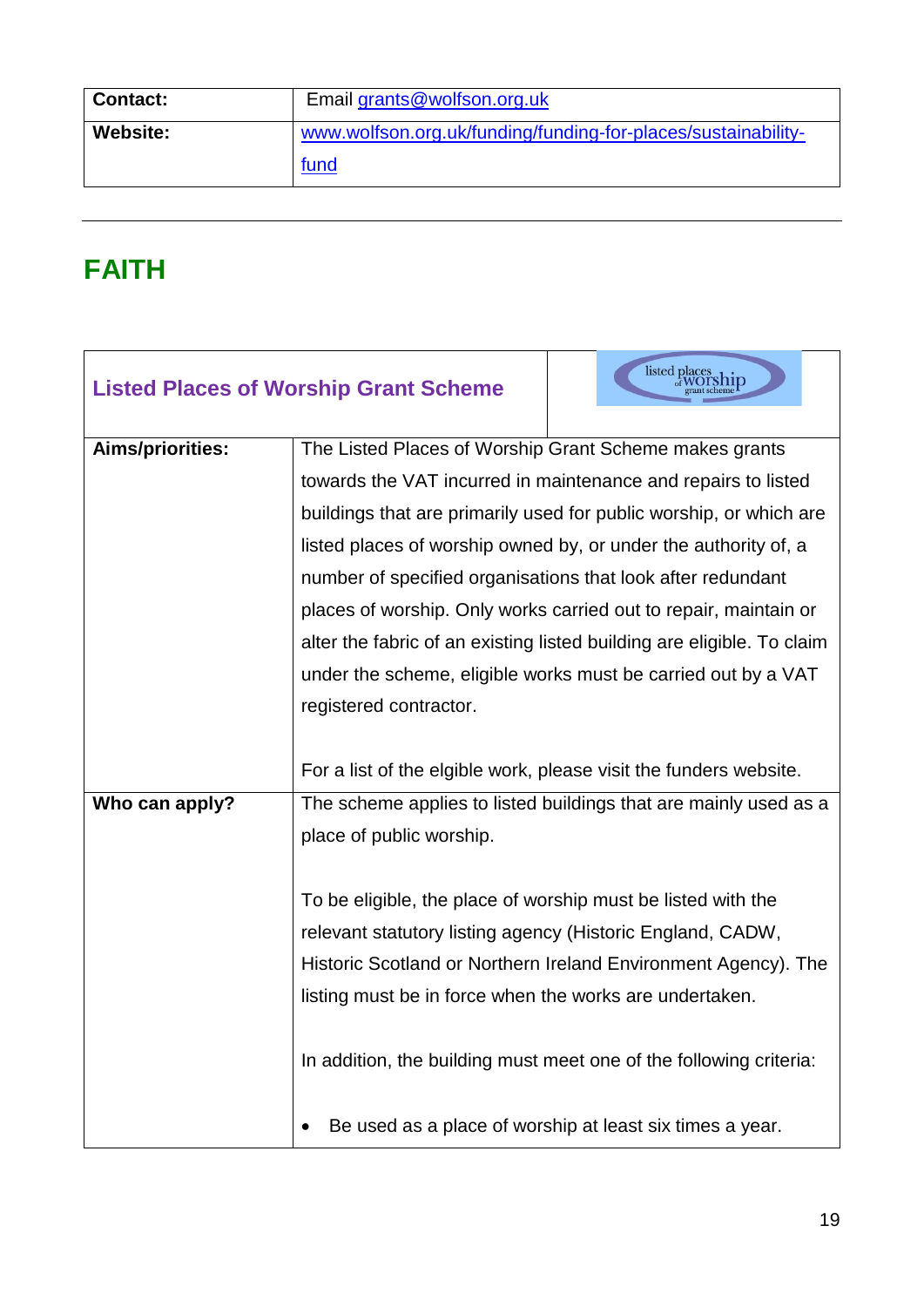| Contact: | Email grants@wolfson.org.uk |
| --- | --- |
| Website: | www.wolfson.org.uk/funding/funding-for-places/sustainability-fund |

---

## FAITH

| Listed Places of Worship Grant Scheme | |
| --- | --- |
| Aims/priorities: | The Listed Places of Worship Grant Scheme makes grants towards the VAT incurred in maintenance and repairs to listed buildings that are primarily used for public worship, or which are listed places of worship owned by, or under the authority of, a number of specified organisations that look after redundant places of worship. Only works carried out to repair, maintain or alter the fabric of an existing listed building are eligible. To claim under the scheme, eligible works must be carried out by a VAT registered contractor.<br><br>For a list of the elgible work, please visit the funders website. |
| Who can apply? | The scheme applies to listed buildings that are mainly used as a place of public worship.<br><br>To be eligible, the place of worship must be listed with the relevant statutory listing agency (Historic England, CADW, Historic Scotland or Northern Ireland Environment Agency). The listing must be in force when the works are undertaken.<br><br>In addition, the building must meet one of the following criteria:<br><br>• Be used as a place of worship at least six times a year. |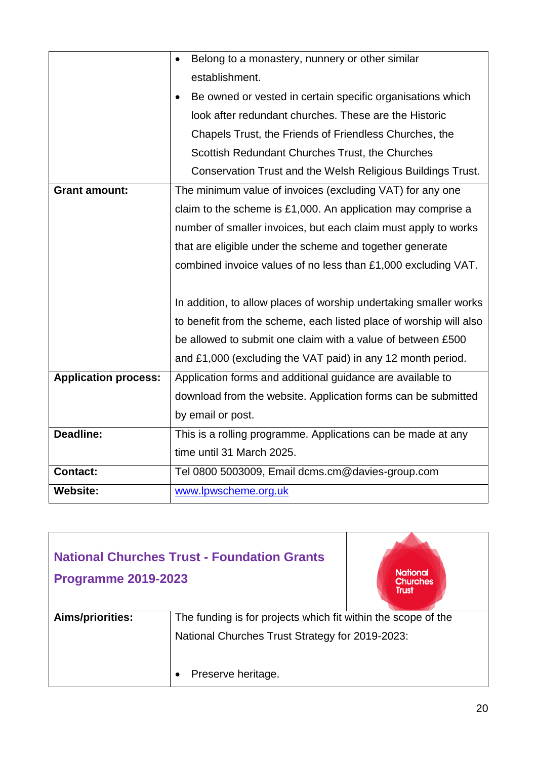| | |
|---|---|
| | • Belong to a monastery, nunnery or other similar establishment.<br>• Be owned or vested in certain specific organisations which look after redundant churches. These are the Historic Chapels Trust, the Friends of Friendless Churches, the Scottish Redundant Churches Trust, the Churches Conservation Trust and the Welsh Religious Buildings Trust. |
| **Grant amount:** | The minimum value of invoices (excluding VAT) for any one claim to the scheme is £1,000. An application may comprise a number of smaller invoices, but each claim must apply to works that are eligible under the scheme and together generate combined invoice values of no less than £1,000 excluding VAT.<br><br>In addition, to allow places of worship undertaking smaller works to benefit from the scheme, each listed place of worship will also be allowed to submit one claim with a value of between £500 and £1,000 (excluding the VAT paid) in any 12 month period. |
| **Application process:** | Application forms and additional guidance are available to download from the website. Application forms can be submitted by email or post. |
| **Deadline:** | This is a rolling programme. Applications can be made at any time until 31 March 2025. |
| **Contact:** | Tel 0800 5003009, Email dcms.cm@davies-group.com |
| **Website:** | www.lpwscheme.org.uk |

## National Churches Trust - Foundation Grants Programme 2019-2023

| | |
|---|---|
| **Aims/priorities:** | The funding is for projects which fit within the scope of the National Churches Trust Strategy for 2019-2023:<br><br>• Preserve heritage. |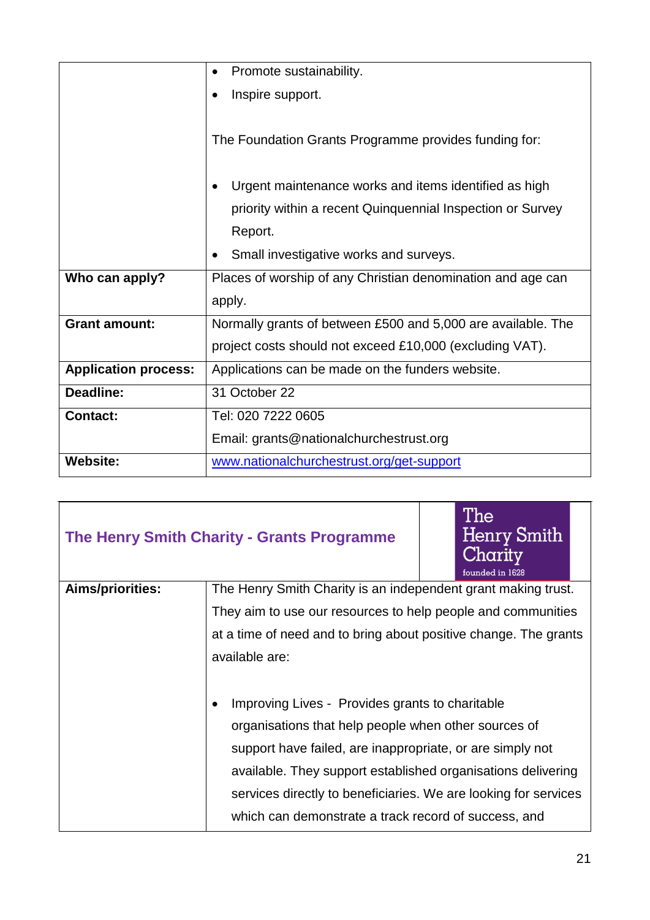| | |
|---|---|
| | • Promote sustainability.<br>• Inspire support.<br><br>The Foundation Grants Programme provides funding for:<br><br>• Urgent maintenance works and items identified as high priority within a recent Quinquennial Inspection or Survey Report.<br>• Small investigative works and surveys. |
| **Who can apply?** | Places of worship of any Christian denomination and age can apply. |
| **Grant amount:** | Normally grants of between £500 and 5,000 are available. The project costs should not exceed £10,000 (excluding VAT). |
| **Application process:** | Applications can be made on the funders website. |
| **Deadline:** | 31 October 22 |
| **Contact:** | Tel: 020 7222 0605<br>Email: grants@nationalchurchestrust.org |
| **Website:** | [www.nationalchurchestrust.org/get-support](http://www.nationalchurchestrust.org/get-support) |

## The Henry Smith Charity - Grants Programme

The Henry Smith Charity founded in 1628

| | |
|---|---|
| **Aims/priorities:** | The Henry Smith Charity is an independent grant making trust. They aim to use our resources to help people and communities at a time of need and to bring about positive change. The grants available are:<br><br>• Improving Lives - Provides grants to charitable organisations that help people when other sources of support have failed, are inappropriate, or are simply not available. They support established organisations delivering services directly to beneficiaries. We are looking for services which can demonstrate a track record of success, and |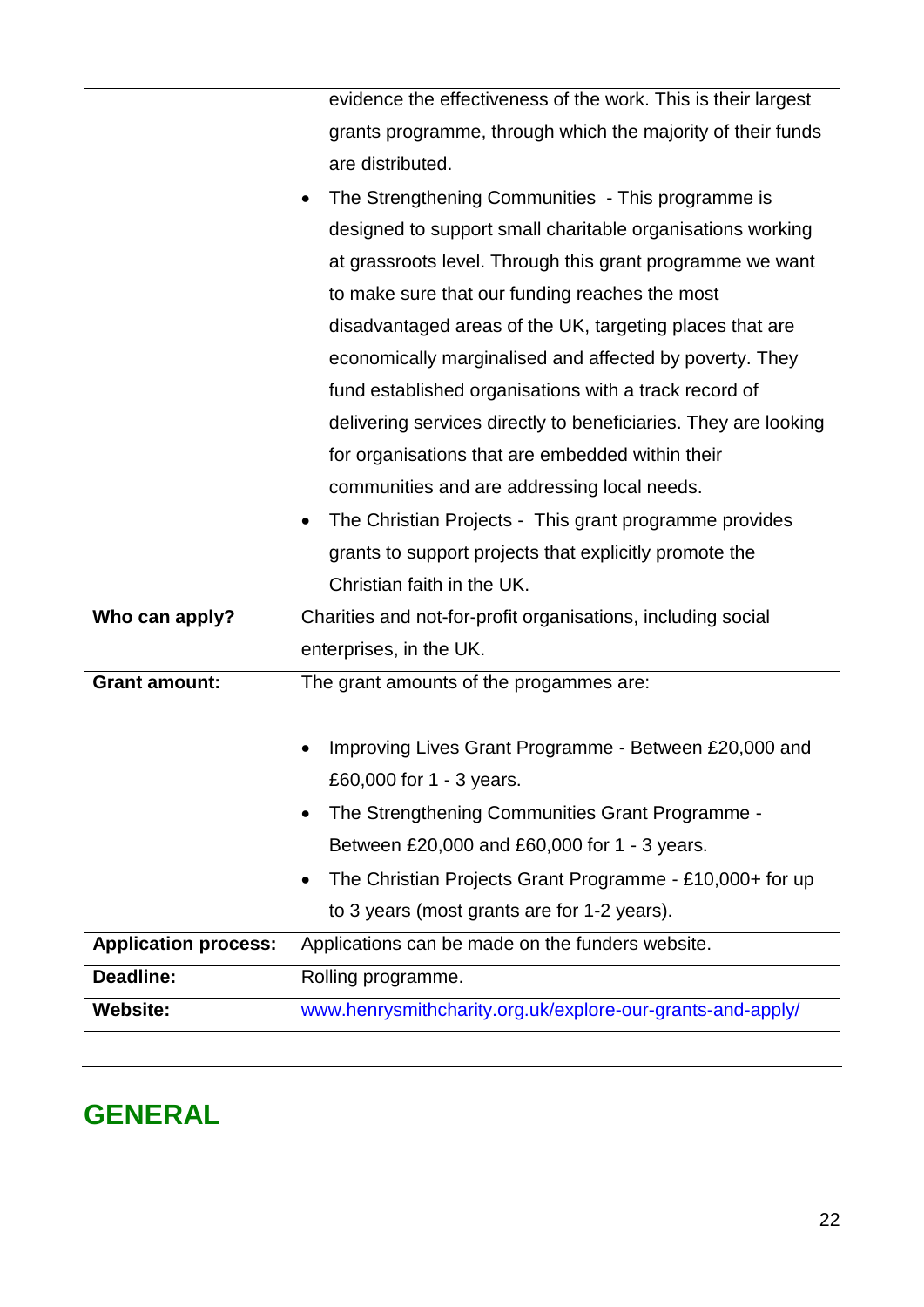| | |
|---|---|
| | evidence the effectiveness of the work. This is their largest grants programme, through which the majority of their funds are distributed.<br>• The Strengthening Communities - This programme is designed to support small charitable organisations working at grassroots level. Through this grant programme we want to make sure that our funding reaches the most disadvantaged areas of the UK, targeting places that are economically marginalised and affected by poverty. They fund established organisations with a track record of delivering services directly to beneficiaries. They are looking for organisations that are embedded within their communities and are addressing local needs.<br>• The Christian Projects - This grant programme provides grants to support projects that explicitly promote the Christian faith in the UK. |
| **Who can apply?** | Charities and not-for-profit organisations, including social enterprises, in the UK. |
| **Grant amount:** | The grant amounts of the progammes are:<br><br>• Improving Lives Grant Programme - Between £20,000 and £60,000 for 1 - 3 years.<br>• The Strengthening Communities Grant Programme - Between £20,000 and £60,000 for 1 - 3 years.<br>• The Christian Projects Grant Programme - £10,000+ for up to 3 years (most grants are for 1-2 years). |
| **Application process:** | Applications can be made on the funders website. |
| **Deadline:** | Rolling programme. |
| **Website:** | www.henrysmithcharity.org.uk/explore-our-grants-and-apply/ |

---

# GENERAL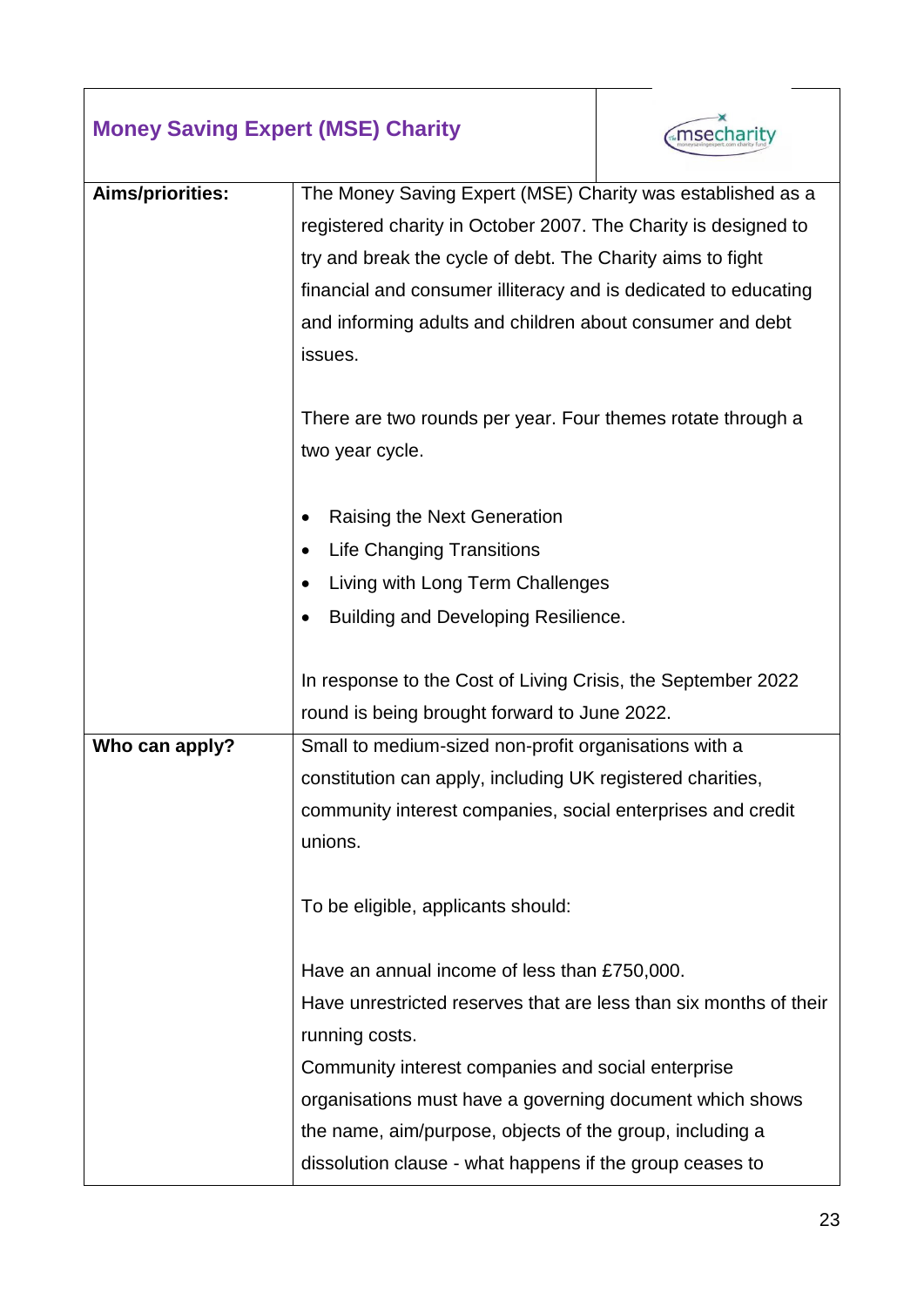| **Money Saving Expert (MSE) Charity** | |
|---|---|
| **Aims/priorities:** | The Money Saving Expert (MSE) Charity was established as a registered charity in October 2007. The Charity is designed to try and break the cycle of debt. The Charity aims to fight financial and consumer illiteracy and is dedicated to educating and informing adults and children about consumer and debt issues.<br><br>There are two rounds per year. Four themes rotate through a two year cycle.<br><br>• Raising the Next Generation<br>• Life Changing Transitions<br>• Living with Long Term Challenges<br>• Building and Developing Resilience.<br><br>In response to the Cost of Living Crisis, the September 2022 round is being brought forward to June 2022. |
| **Who can apply?** | Small to medium-sized non-profit organisations with a constitution can apply, including UK registered charities, community interest companies, social enterprises and credit unions.<br><br>To be eligible, applicants should:<br><br>Have an annual income of less than £750,000.<br>Have unrestricted reserves that are less than six months of their running costs.<br>Community interest companies and social enterprise organisations must have a governing document which shows the name, aim/purpose, objects of the group, including a dissolution clause - what happens if the group ceases to |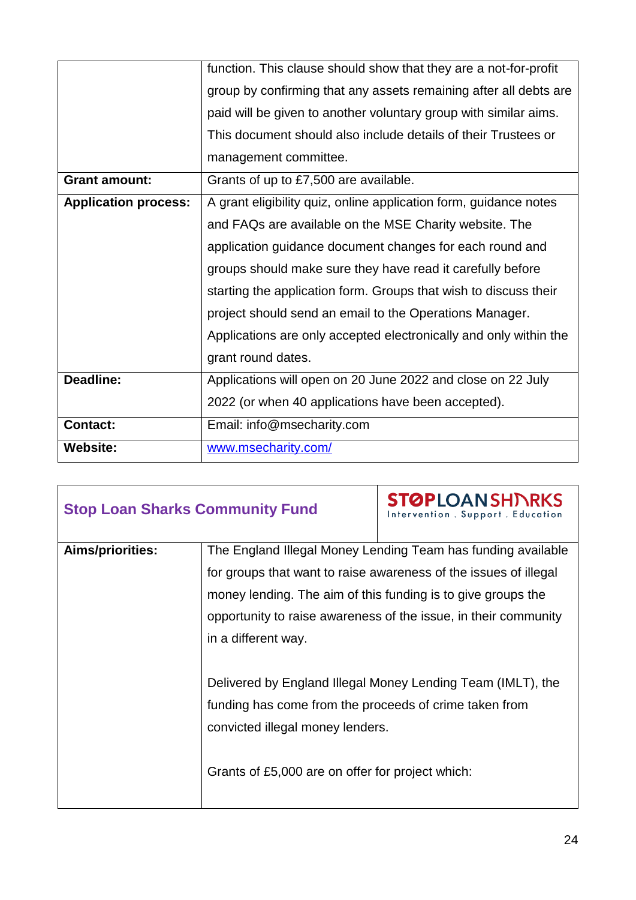|  |  |
| --- | --- |
|  | function. This clause should show that they are a not-for-profit group by confirming that any assets remaining after all debts are paid will be given to another voluntary group with similar aims. This document should also include details of their Trustees or management committee. |
| **Grant amount:** | Grants of up to £7,500 are available. |
| **Application process:** | A grant eligibility quiz, online application form, guidance notes and FAQs are available on the MSE Charity website. The application guidance document changes for each round and groups should make sure they have read it carefully before starting the application form. Groups that wish to discuss their project should send an email to the Operations Manager. Applications are only accepted electronically and only within the grant round dates. |
| **Deadline:** | Applications will open on 20 June 2022 and close on 22 July 2022 (or when 40 applications have been accepted). |
| **Contact:** | Email: info@msecharity.com |
| **Website:** | [www.msecharity.com/](http://www.msecharity.com/) |

## Stop Loan Sharks Community Fund

STOP LOAN SHARKS
Intervention . Support . Education

|  |  |
| --- | --- |
| **Aims/priorities:** | The England Illegal Money Lending Team has funding available for groups that want to raise awareness of the issues of illegal money lending. The aim of this funding is to give groups the opportunity to raise awareness of the issue, in their community in a different way.<br><br>Delivered by England Illegal Money Lending Team (IMLT), the funding has come from the proceeds of crime taken from convicted illegal money lenders.<br><br>Grants of £5,000 are on offer for project which: |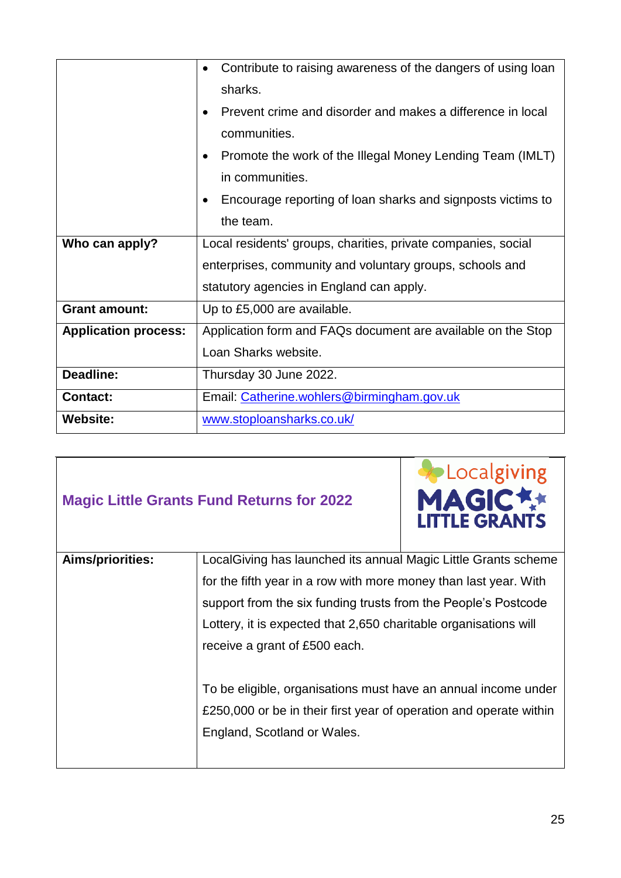| | |
|---|---|
| | • Contribute to raising awareness of the dangers of using loan sharks.<br>• Prevent crime and disorder and makes a difference in local communities.<br>• Promote the work of the Illegal Money Lending Team (IMLT) in communities.<br>• Encourage reporting of loan sharks and signposts victims to the team. |
| **Who can apply?** | Local residents' groups, charities, private companies, social enterprises, community and voluntary groups, schools and statutory agencies in England can apply. |
| **Grant amount:** | Up to £5,000 are available. |
| **Application process:** | Application form and FAQs document are available on the Stop Loan Sharks website. |
| **Deadline:** | Thursday 30 June 2022. |
| **Contact:** | Email: Catherine.wohlers@birmingham.gov.uk |
| **Website:** | www.stoploansharks.co.uk/ |

## Magic Little Grants Fund Returns for 2022

Localgiving MAGIC LITTLE GRANTS

| | |
|---|---|
| **Aims/priorities:** | LocalGiving has launched its annual Magic Little Grants scheme for the fifth year in a row with more money than last year. With support from the six funding trusts from the People's Postcode Lottery, it is expected that 2,650 charitable organisations will receive a grant of £500 each.<br><br>To be eligible, organisations must have an annual income under £250,000 or be in their first year of operation and operate within England, Scotland or Wales. |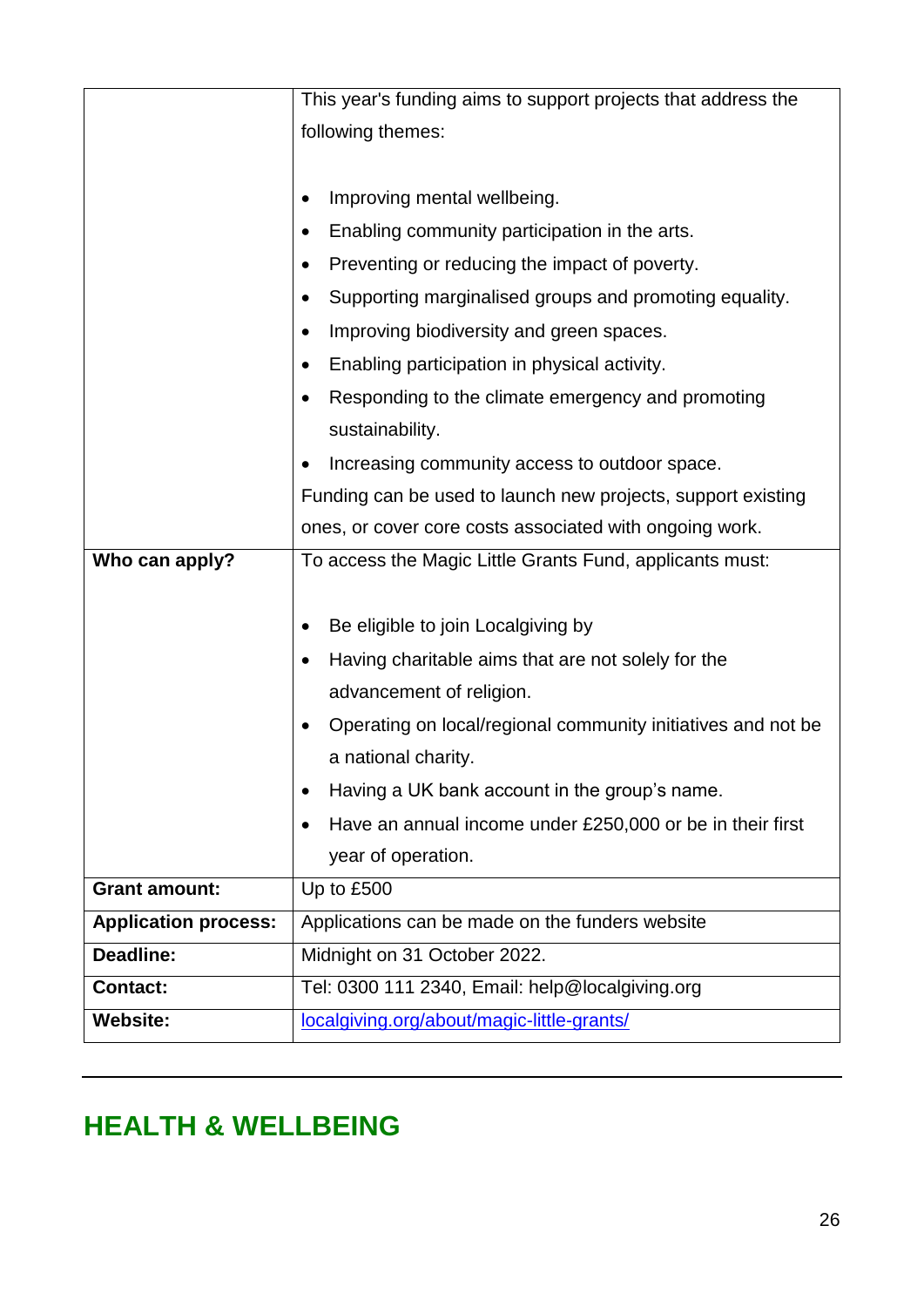| | |
|---|---|
| | This year's funding aims to support projects that address the following themes:<br><br>• Improving mental wellbeing.<br>• Enabling community participation in the arts.<br>• Preventing or reducing the impact of poverty.<br>• Supporting marginalised groups and promoting equality.<br>• Improving biodiversity and green spaces.<br>• Enabling participation in physical activity.<br>• Responding to the climate emergency and promoting sustainability.<br>• Increasing community access to outdoor space.<br>Funding can be used to launch new projects, support existing ones, or cover core costs associated with ongoing work. |
| **Who can apply?** | To access the Magic Little Grants Fund, applicants must:<br><br>• Be eligible to join Localgiving by<br>• Having charitable aims that are not solely for the advancement of religion.<br>• Operating on local/regional community initiatives and not be a national charity.<br>• Having a UK bank account in the group's name.<br>• Have an annual income under £250,000 or be in their first year of operation. |
| **Grant amount:** | Up to £500 |
| **Application process:** | Applications can be made on the funders website |
| **Deadline:** | Midnight on 31 October 2022. |
| **Contact:** | Tel: 0300 111 2340, Email: help@localgiving.org |
| **Website:** | [localgiving.org/about/magic-little-grants/](localgiving.org/about/magic-little-grants/) |

---

## HEALTH & WELLBEING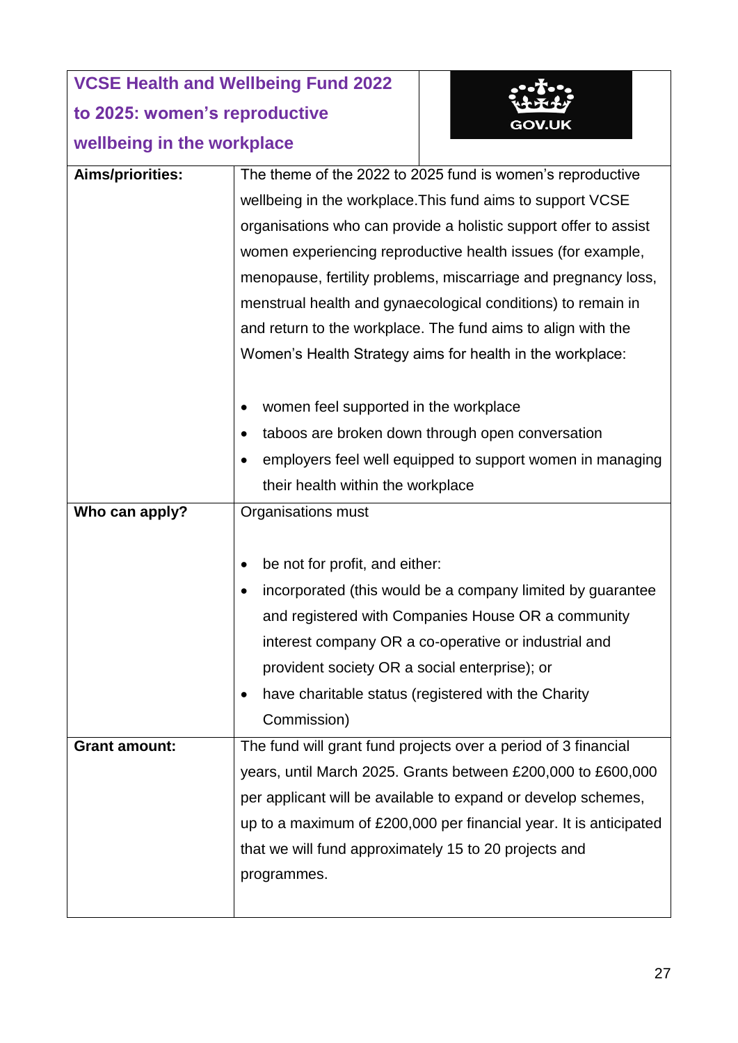| VCSE Health and Wellbeing Fund 2022 to 2025: women's reproductive wellbeing in the workplace | GOV.UK |
|---|---|
| **Aims/priorities:** | The theme of the 2022 to 2025 fund is women's reproductive wellbeing in the workplace.This fund aims to support VCSE organisations who can provide a holistic support offer to assist women experiencing reproductive health issues (for example, menopause, fertility problems, miscarriage and pregnancy loss, menstrual health and gynaecological conditions) to remain in and return to the workplace. The fund aims to align with the Women's Health Strategy aims for health in the workplace:<br><br>• women feel supported in the workplace<br>• taboos are broken down through open conversation<br>• employers feel well equipped to support women in managing their health within the workplace |
| **Who can apply?** | Organisations must<br><br>• be not for profit, and either:<br>• incorporated (this would be a company limited by guarantee and registered with Companies House OR a community interest company OR a co-operative or industrial and provident society OR a social enterprise); or<br>• have charitable status (registered with the Charity Commission) |
| **Grant amount:** | The fund will grant fund projects over a period of 3 financial years, until March 2025. Grants between £200,000 to £600,000 per applicant will be available to expand or develop schemes, up to a maximum of £200,000 per financial year. It is anticipated that we will fund approximately 15 to 20 projects and programmes. |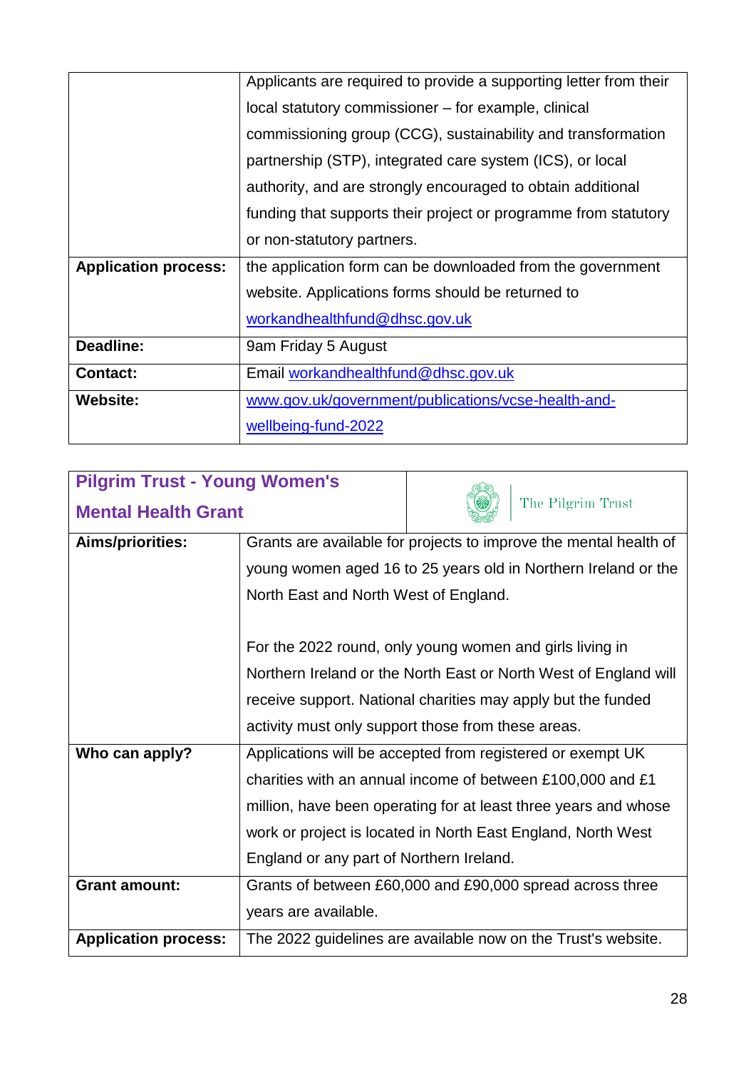| | |
|---|---|
| | Applicants are required to provide a supporting letter from their local statutory commissioner – for example, clinical commissioning group (CCG), sustainability and transformation partnership (STP), integrated care system (ICS), or local authority, and are strongly encouraged to obtain additional funding that supports their project or programme from statutory or non-statutory partners. |
| **Application process:** | the application form can be downloaded from the government website. Applications forms should be returned to workandhealthfund@dhsc.gov.uk |
| **Deadline:** | 9am Friday 5 August |
| **Contact:** | Email workandhealthfund@dhsc.gov.uk |
| **Website:** | www.gov.uk/government/publications/vcse-health-and-wellbeing-fund-2022 |

## Pilgrim Trust - Young Women's Mental Health Grant

The Pilgrim Trust

| | |
|---|---|
| **Aims/priorities:** | Grants are available for projects to improve the mental health of young women aged 16 to 25 years old in Northern Ireland or the North East and North West of England.<br><br>For the 2022 round, only young women and girls living in Northern Ireland or the North East or North West of England will receive support. National charities may apply but the funded activity must only support those from these areas. |
| **Who can apply?** | Applications will be accepted from registered or exempt UK charities with an annual income of between £100,000 and £1 million, have been operating for at least three years and whose work or project is located in North East England, North West England or any part of Northern Ireland. |
| **Grant amount:** | Grants of between £60,000 and £90,000 spread across three years are available. |
| **Application process:** | The 2022 guidelines are available now on the Trust's website. |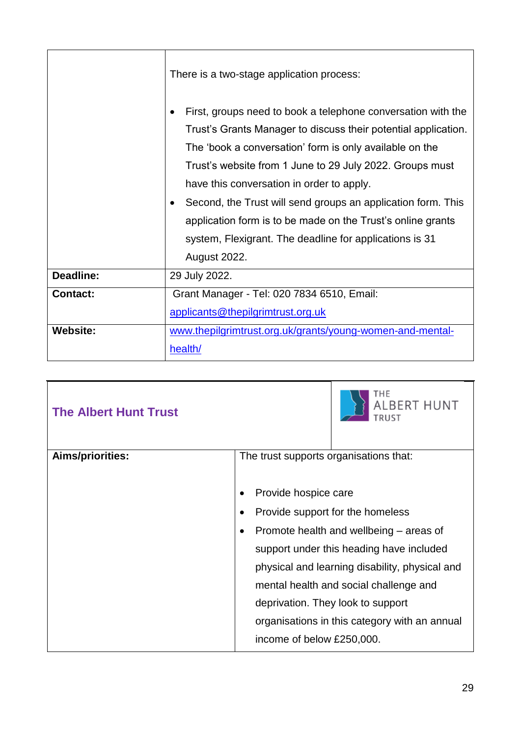| | |
|---|---|
| | There is a two-stage application process:<br><br>• First, groups need to book a telephone conversation with the Trust's Grants Manager to discuss their potential application. The 'book a conversation' form is only available on the Trust's website from 1 June to 29 July 2022. Groups must have this conversation in order to apply.<br>• Second, the Trust will send groups an application form. This application form is to be made on the Trust's online grants system, Flexigrant. The deadline for applications is 31 August 2022. |
| **Deadline:** | 29 July 2022. |
| **Contact:** | Grant Manager - Tel: 020 7834 6510, Email: [applicants@thepilgrimtrust.org.uk](mailto:applicants@thepilgrimtrust.org.uk) |
| **Website:** | [www.thepilgrimtrust.org.uk/grants/young-women-and-mental-health/](http://www.thepilgrimtrust.org.uk/grants/young-women-and-mental-health/) |

| **The Albert Hunt Trust** | THE ALBERT HUNT TRUST |
|---|---|
| **Aims/priorities:** | The trust supports organisations that:<br><br>• Provide hospice care<br>• Provide support for the homeless<br>• Promote health and wellbeing – areas of support under this heading have included physical and learning disability, physical and mental health and social challenge and deprivation. They look to support organisations in this category with an annual income of below £250,000. |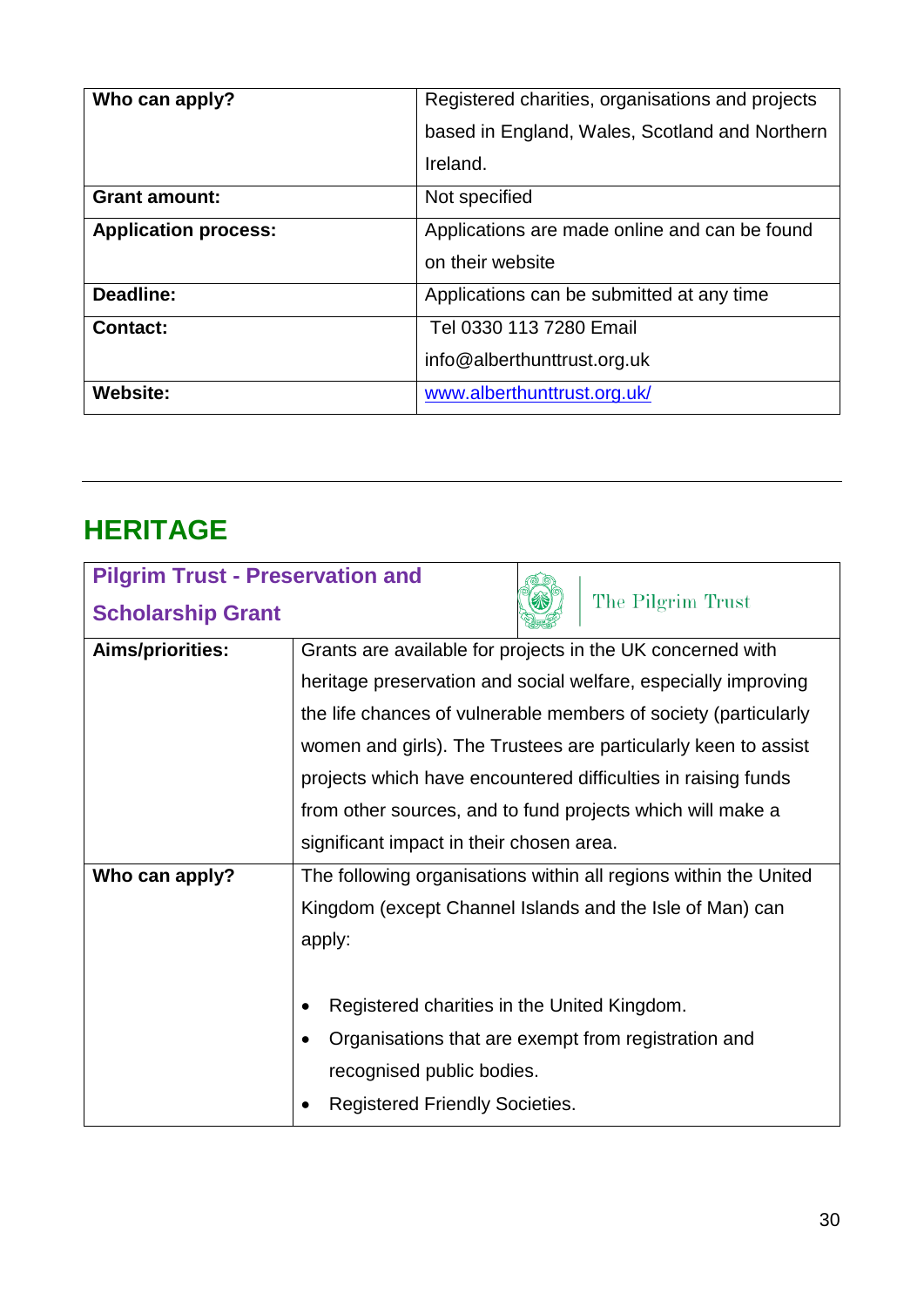| | |
|---|---|
| **Who can apply?** | Registered charities, organisations and projects based in England, Wales, Scotland and Northern Ireland. |
| **Grant amount:** | Not specified |
| **Application process:** | Applications are made online and can be found on their website |
| **Deadline:** | Applications can be submitted at any time |
| **Contact:** | Tel 0330 113 7280 Email info@alberthunttrust.org.uk |
| **Website:** | www.alberthunttrust.org.uk/ |

---

## HERITAGE

| **Pilgrim Trust - Preservation and Scholarship Grant** | The Pilgrim Trust |
|---|---|
| **Aims/priorities:** | Grants are available for projects in the UK concerned with heritage preservation and social welfare, especially improving the life chances of vulnerable members of society (particularly women and girls). The Trustees are particularly keen to assist projects which have encountered difficulties in raising funds from other sources, and to fund projects which will make a significant impact in their chosen area. |
| **Who can apply?** | The following organisations within all regions within the United Kingdom (except Channel Islands and the Isle of Man) can apply:<br><br>• Registered charities in the United Kingdom.<br>• Organisations that are exempt from registration and recognised public bodies.<br>• Registered Friendly Societies. |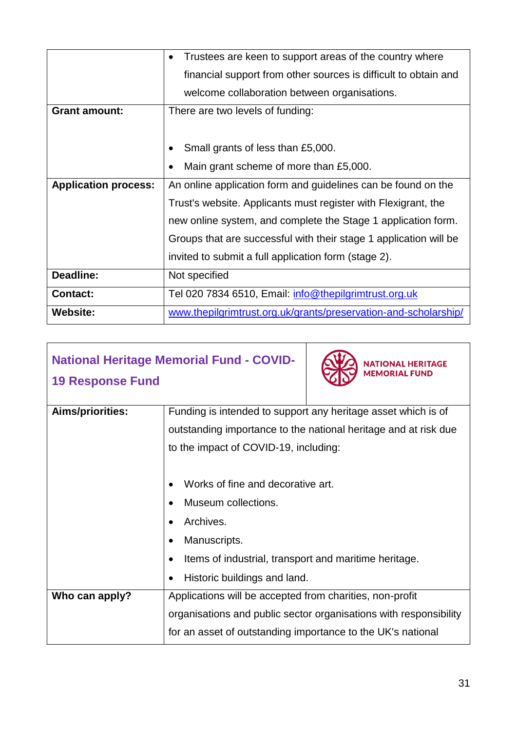| | |
|---|---|
| | • Trustees are keen to support areas of the country where financial support from other sources is difficult to obtain and welcome collaboration between organisations. |
| **Grant amount:** | There are two levels of funding:<br><br>• Small grants of less than £5,000.<br>• Main grant scheme of more than £5,000. |
| **Application process:** | An online application form and guidelines can be found on the Trust's website. Applicants must register with Flexigrant, the new online system, and complete the Stage 1 application form. Groups that are successful with their stage 1 application will be invited to submit a full application form (stage 2). |
| **Deadline:** | Not specified |
| **Contact:** | Tel 020 7834 6510, Email: info@thepilgrimtrust.org.uk |
| **Website:** | www.thepilgrimtrust.org.uk/grants/preservation-and-scholarship/ |

## National Heritage Memorial Fund - COVID-19 Response Fund

NATIONAL HERITAGE MEMORIAL FUND

| | |
|---|---|
| **Aims/priorities:** | Funding is intended to support any heritage asset which is of outstanding importance to the national heritage and at risk due to the impact of COVID-19, including:<br><br>• Works of fine and decorative art.<br>• Museum collections.<br>• Archives.<br>• Manuscripts.<br>• Items of industrial, transport and maritime heritage.<br>• Historic buildings and land. |
| **Who can apply?** | Applications will be accepted from charities, non-profit organisations and public sector organisations with responsibility for an asset of outstanding importance to the UK's national |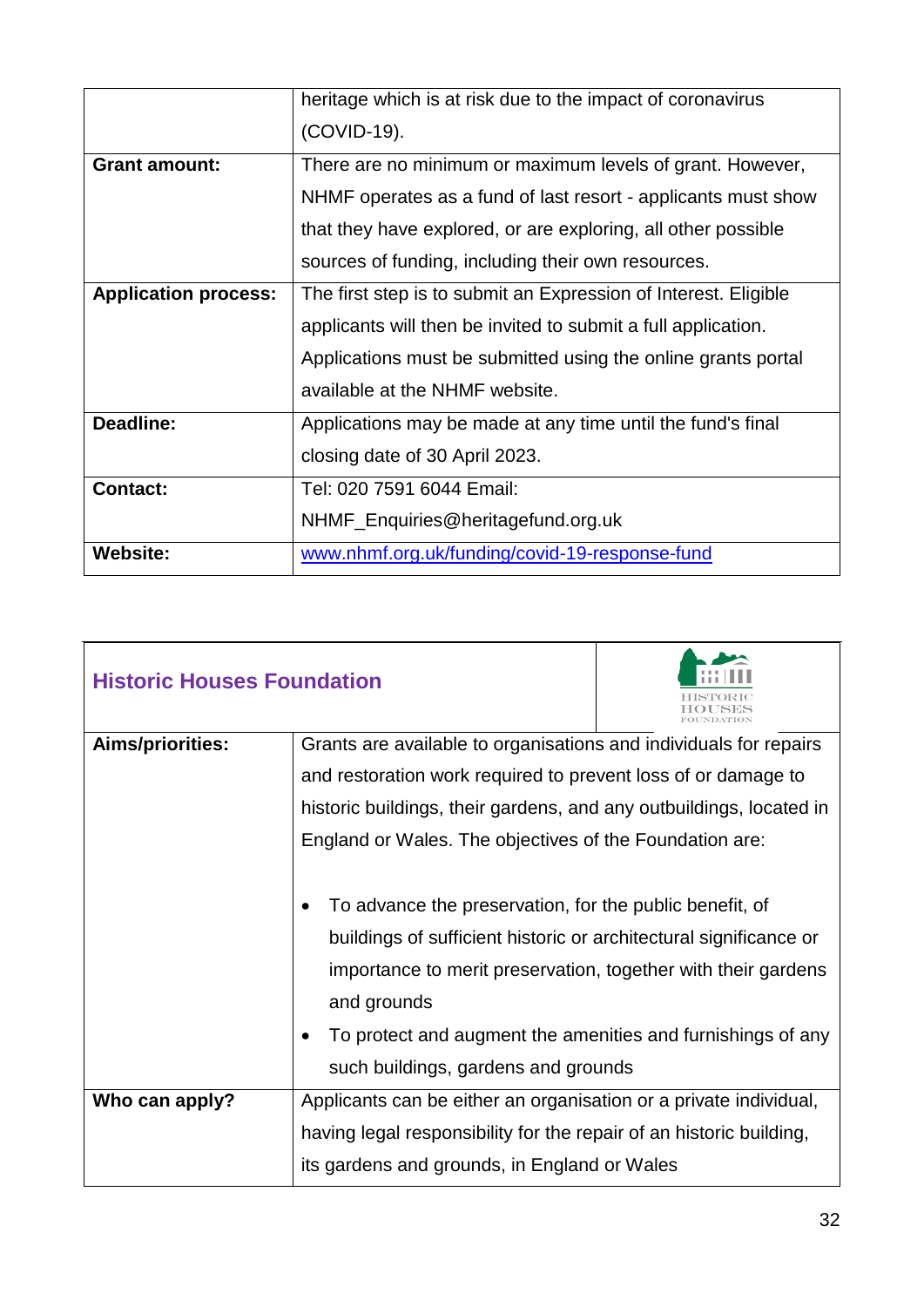| | |
|---|---|
| | heritage which is at risk due to the impact of coronavirus (COVID-19). |
| **Grant amount:** | There are no minimum or maximum levels of grant. However, NHMF operates as a fund of last resort - applicants must show that they have explored, or are exploring, all other possible sources of funding, including their own resources. |
| **Application process:** | The first step is to submit an Expression of Interest. Eligible applicants will then be invited to submit a full application. Applications must be submitted using the online grants portal available at the NHMF website. |
| **Deadline:** | Applications may be made at any time until the fund's final closing date of 30 April 2023. |
| **Contact:** | Tel: 020 7591 6044 Email: NHMF_Enquiries@heritagefund.org.uk |
| **Website:** | [www.nhmf.org.uk/funding/covid-19-response-fund](www.nhmf.org.uk/funding/covid-19-response-fund) |

## Historic Houses Foundation

| | |
|---|---|
| **Aims/priorities:** | Grants are available to organisations and individuals for repairs and restoration work required to prevent loss of or damage to historic buildings, their gardens, and any outbuildings, located in England or Wales. The objectives of the Foundation are:<br><br>• To advance the preservation, for the public benefit, of buildings of sufficient historic or architectural significance or importance to merit preservation, together with their gardens and grounds<br>• To protect and augment the amenities and furnishings of any such buildings, gardens and grounds |
| **Who can apply?** | Applicants can be either an organisation or a private individual, having legal responsibility for the repair of an historic building, its gardens and grounds, in England or Wales |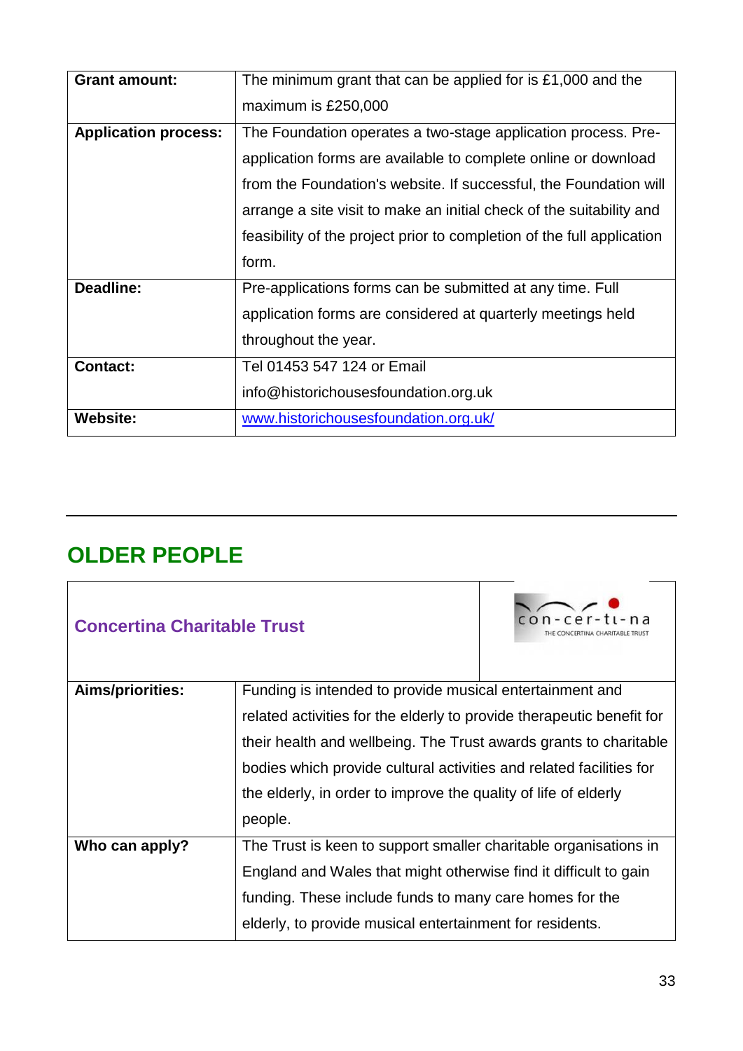| | |
|---|---|
| **Grant amount:** | The minimum grant that can be applied for is £1,000 and the maximum is £250,000 |
| **Application process:** | The Foundation operates a two-stage application process. Pre-application forms are available to complete online or download from the Foundation's website. If successful, the Foundation will arrange a site visit to make an initial check of the suitability and feasibility of the project prior to completion of the full application form. |
| **Deadline:** | Pre-applications forms can be submitted at any time. Full application forms are considered at quarterly meetings held throughout the year. |
| **Contact:** | Tel 01453 547 124 or Email info@historichousesfoundation.org.uk |
| **Website:** | [www.historichousesfoundation.org.uk/](www.historichousesfoundation.org.uk/) |

## OLDER PEOPLE

| **Concertina Charitable Trust** | con-cer-ti-na THE CONCERTINA CHARITABLE TRUST |
|---|---|
| **Aims/priorities:** | Funding is intended to provide musical entertainment and related activities for the elderly to provide therapeutic benefit for their health and wellbeing. The Trust awards grants to charitable bodies which provide cultural activities and related facilities for the elderly, in order to improve the quality of life of elderly people. |
| **Who can apply?** | The Trust is keen to support smaller charitable organisations in England and Wales that might otherwise find it difficult to gain funding. These include funds to many care homes for the elderly, to provide musical entertainment for residents. |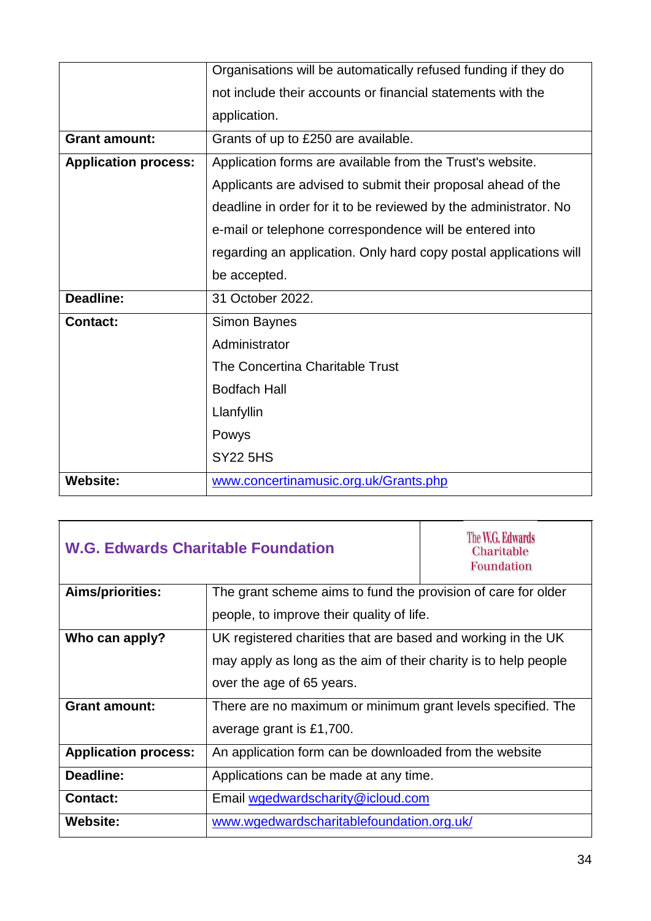| | |
|---|---|
| | Organisations will be automatically refused funding if they do not include their accounts or financial statements with the application. |
| **Grant amount:** | Grants of up to £250 are available. |
| **Application process:** | Application forms are available from the Trust's website. Applicants are advised to submit their proposal ahead of the deadline in order for it to be reviewed by the administrator. No e-mail or telephone correspondence will be entered into regarding an application. Only hard copy postal applications will be accepted. |
| **Deadline:** | 31 October 2022. |
| **Contact:** | Simon Baynes<br>Administrator<br>The Concertina Charitable Trust<br>Bodfach Hall<br>Llanfyllin<br>Powys<br>SY22 5HS |
| **Website:** | www.concertinamusic.org.uk/Grants.php |

## W.G. Edwards Charitable Foundation

The W.G. Edwards Charitable Foundation

| | |
|---|---|
| **Aims/priorities:** | The grant scheme aims to fund the provision of care for older people, to improve their quality of life. |
| **Who can apply?** | UK registered charities that are based and working in the UK may apply as long as the aim of their charity is to help people over the age of 65 years. |
| **Grant amount:** | There are no maximum or minimum grant levels specified. The average grant is £1,700. |
| **Application process:** | An application form can be downloaded from the website |
| **Deadline:** | Applications can be made at any time. |
| **Contact:** | Email wgedwardscharity@icloud.com |
| **Website:** | www.wgedwardscharitablefoundation.org.uk/ |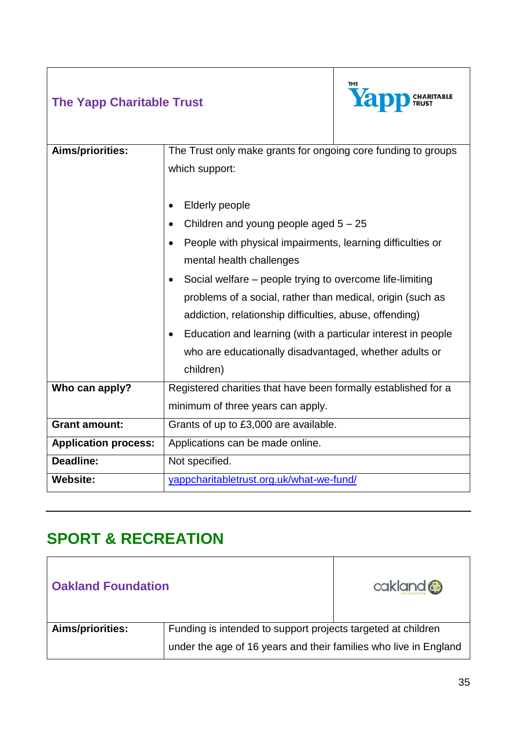| The Yapp Charitable Trust | |
|---|---|
| **Aims/priorities:** | The Trust only make grants for ongoing core funding to groups which support:<br><br>• Elderly people<br>• Children and young people aged 5 – 25<br>• People with physical impairments, learning difficulties or mental health challenges<br>• Social welfare – people trying to overcome life-limiting problems of a social, rather than medical, origin (such as addiction, relationship difficulties, abuse, offending)<br>• Education and learning (with a particular interest in people who are educationally disadvantaged, whether adults or children) |
| **Who can apply?** | Registered charities that have been formally established for a minimum of three years can apply. |
| **Grant amount:** | Grants of up to £3,000 are available. |
| **Application process:** | Applications can be made online. |
| **Deadline:** | Not specified. |
| **Website:** | yappcharitabletrust.org.uk/what-we-fund/ |

## SPORT & RECREATION

| Oakland Foundation | |
|---|---|
| **Aims/priorities:** | Funding is intended to support projects targeted at children under the age of 16 years and their families who live in England |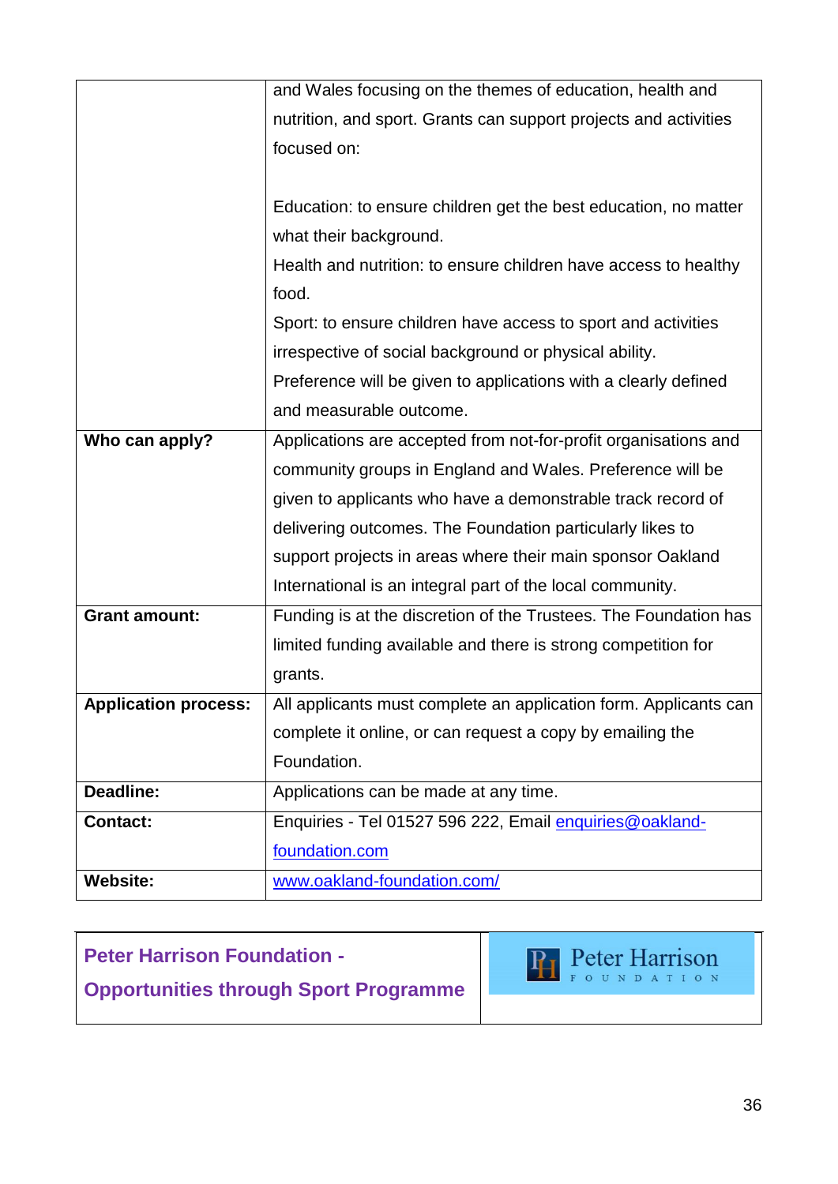| | |
|---|---|
| | and Wales focusing on the themes of education, health and nutrition, and sport. Grants can support projects and activities focused on:<br><br>Education: to ensure children get the best education, no matter what their background.<br>Health and nutrition: to ensure children have access to healthy food.<br>Sport: to ensure children have access to sport and activities irrespective of social background or physical ability.<br>Preference will be given to applications with a clearly defined and measurable outcome. |
| **Who can apply?** | Applications are accepted from not-for-profit organisations and community groups in England and Wales. Preference will be given to applicants who have a demonstrable track record of delivering outcomes. The Foundation particularly likes to support projects in areas where their main sponsor Oakland International is an integral part of the local community. |
| **Grant amount:** | Funding is at the discretion of the Trustees. The Foundation has limited funding available and there is strong competition for grants. |
| **Application process:** | All applicants must complete an application form. Applicants can complete it online, or can request a copy by emailing the Foundation. |
| **Deadline:** | Applications can be made at any time. |
| **Contact:** | Enquiries - Tel 01527 596 222, Email enquiries@oakland-foundation.com |
| **Website:** | www.oakland-foundation.com/ |

## Peter Harrison Foundation - Opportunities through Sport Programme

Peter Harrison FOUNDATION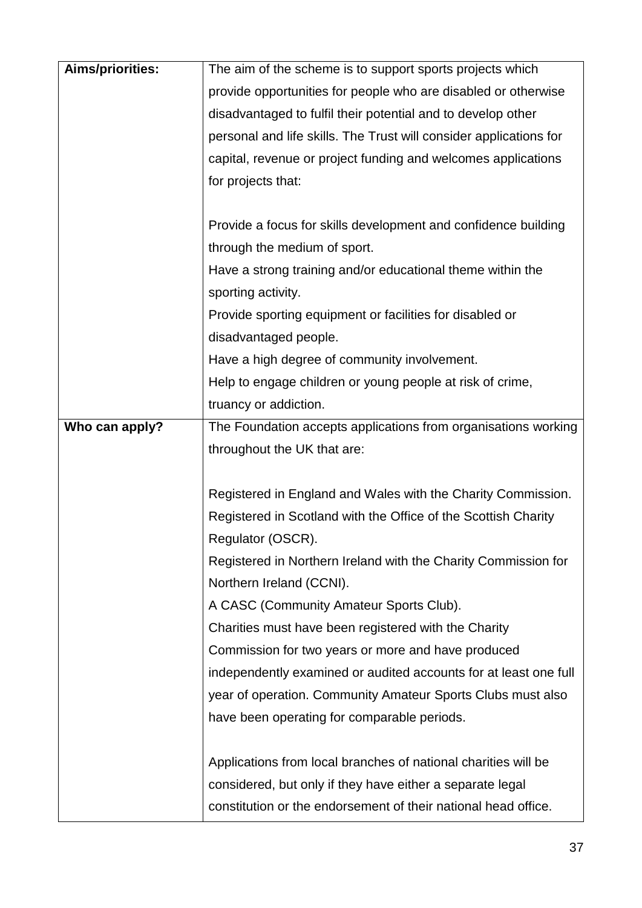| | |
|---|---|
| **Aims/priorities:** | The aim of the scheme is to support sports projects which provide opportunities for people who are disabled or otherwise disadvantaged to fulfil their potential and to develop other personal and life skills. The Trust will consider applications for capital, revenue or project funding and welcomes applications for projects that:<br><br>Provide a focus for skills development and confidence building through the medium of sport.<br>Have a strong training and/or educational theme within the sporting activity.<br>Provide sporting equipment or facilities for disabled or disadvantaged people.<br>Have a high degree of community involvement.<br>Help to engage children or young people at risk of crime, truancy or addiction. |
| **Who can apply?** | The Foundation accepts applications from organisations working throughout the UK that are:<br><br>Registered in England and Wales with the Charity Commission.<br>Registered in Scotland with the Office of the Scottish Charity Regulator (OSCR).<br>Registered in Northern Ireland with the Charity Commission for Northern Ireland (CCNI).<br>A CASC (Community Amateur Sports Club).<br>Charities must have been registered with the Charity Commission for two years or more and have produced independently examined or audited accounts for at least one full year of operation. Community Amateur Sports Clubs must also have been operating for comparable periods.<br><br>Applications from local branches of national charities will be considered, but only if they have either a separate legal constitution or the endorsement of their national head office. |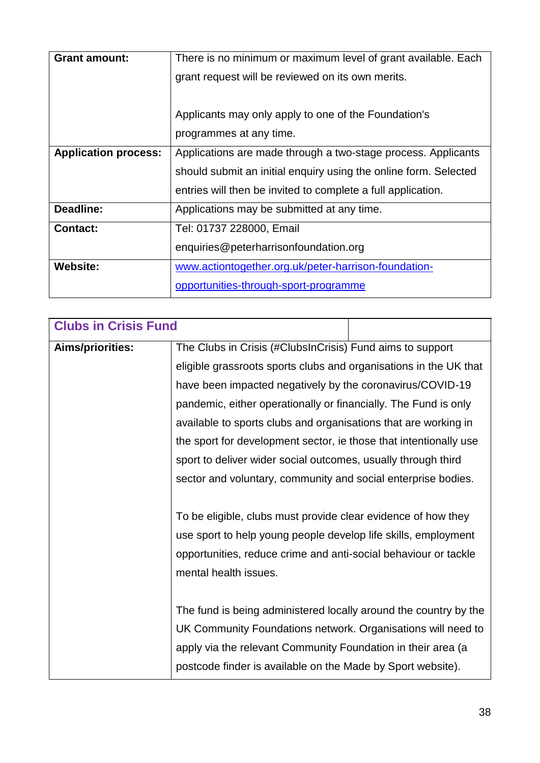| | |
|---|---|
| **Grant amount:** | There is no minimum or maximum level of grant available. Each grant request will be reviewed on its own merits.<br><br>Applicants may only apply to one of the Foundation's programmes at any time. |
| **Application process:** | Applications are made through a two-stage process. Applicants should submit an initial enquiry using the online form. Selected entries will then be invited to complete a full application. |
| **Deadline:** | Applications may be submitted at any time. |
| **Contact:** | Tel: 01737 228000, Email enquiries@peterharrisonfoundation.org |
| **Website:** | [www.actiontogether.org.uk/peter-harrison-foundation-opportunities-through-sport-programme](www.actiontogether.org.uk/peter-harrison-foundation-opportunities-through-sport-programme) |

| **Clubs in Crisis Fund** | |
|---|---|
| **Aims/priorities:** | The Clubs in Crisis (#ClubsInCrisis) Fund aims to support eligible grassroots sports clubs and organisations in the UK that have been impacted negatively by the coronavirus/COVID-19 pandemic, either operationally or financially. The Fund is only available to sports clubs and organisations that are working in the sport for development sector, ie those that intentionally use sport to deliver wider social outcomes, usually through third sector and voluntary, community and social enterprise bodies.<br><br>To be eligible, clubs must provide clear evidence of how they use sport to help young people develop life skills, employment opportunities, reduce crime and anti-social behaviour or tackle mental health issues.<br><br>The fund is being administered locally around the country by the UK Community Foundations network. Organisations will need to apply via the relevant Community Foundation in their area (a postcode finder is available on the Made by Sport website). |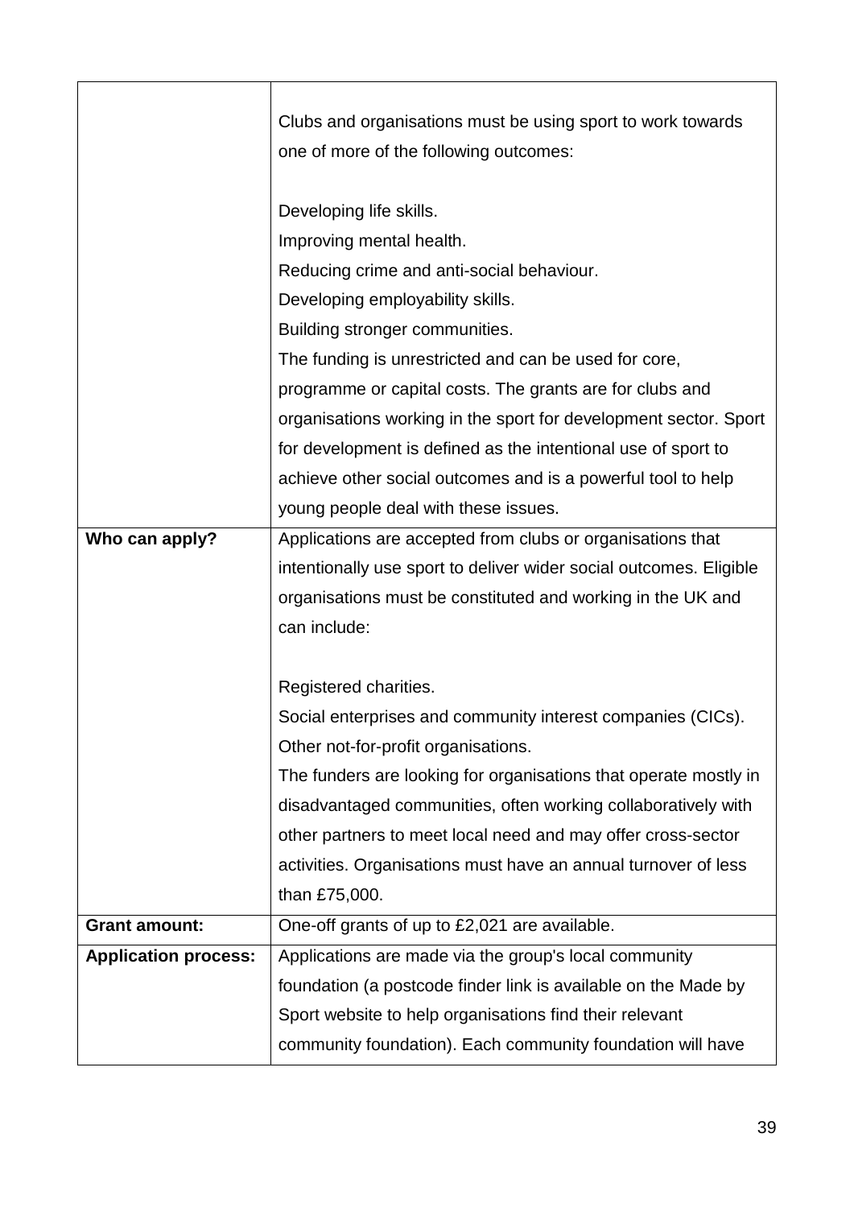| | |
|---|---|
| | Clubs and organisations must be using sport to work towards one of more of the following outcomes:<br><br>Developing life skills.<br>Improving mental health.<br>Reducing crime and anti-social behaviour.<br>Developing employability skills.<br>Building stronger communities.<br>The funding is unrestricted and can be used for core, programme or capital costs. The grants are for clubs and organisations working in the sport for development sector. Sport for development is defined as the intentional use of sport to achieve other social outcomes and is a powerful tool to help young people deal with these issues. |
| **Who can apply?** | Applications are accepted from clubs or organisations that intentionally use sport to deliver wider social outcomes. Eligible organisations must be constituted and working in the UK and can include:<br><br>Registered charities.<br>Social enterprises and community interest companies (CICs).<br>Other not-for-profit organisations.<br>The funders are looking for organisations that operate mostly in disadvantaged communities, often working collaboratively with other partners to meet local need and may offer cross-sector activities. Organisations must have an annual turnover of less than £75,000. |
| **Grant amount:** | One-off grants of up to £2,021 are available. |
| **Application process:** | Applications are made via the group's local community foundation (a postcode finder link is available on the Made by Sport website to help organisations find their relevant community foundation). Each community foundation will have |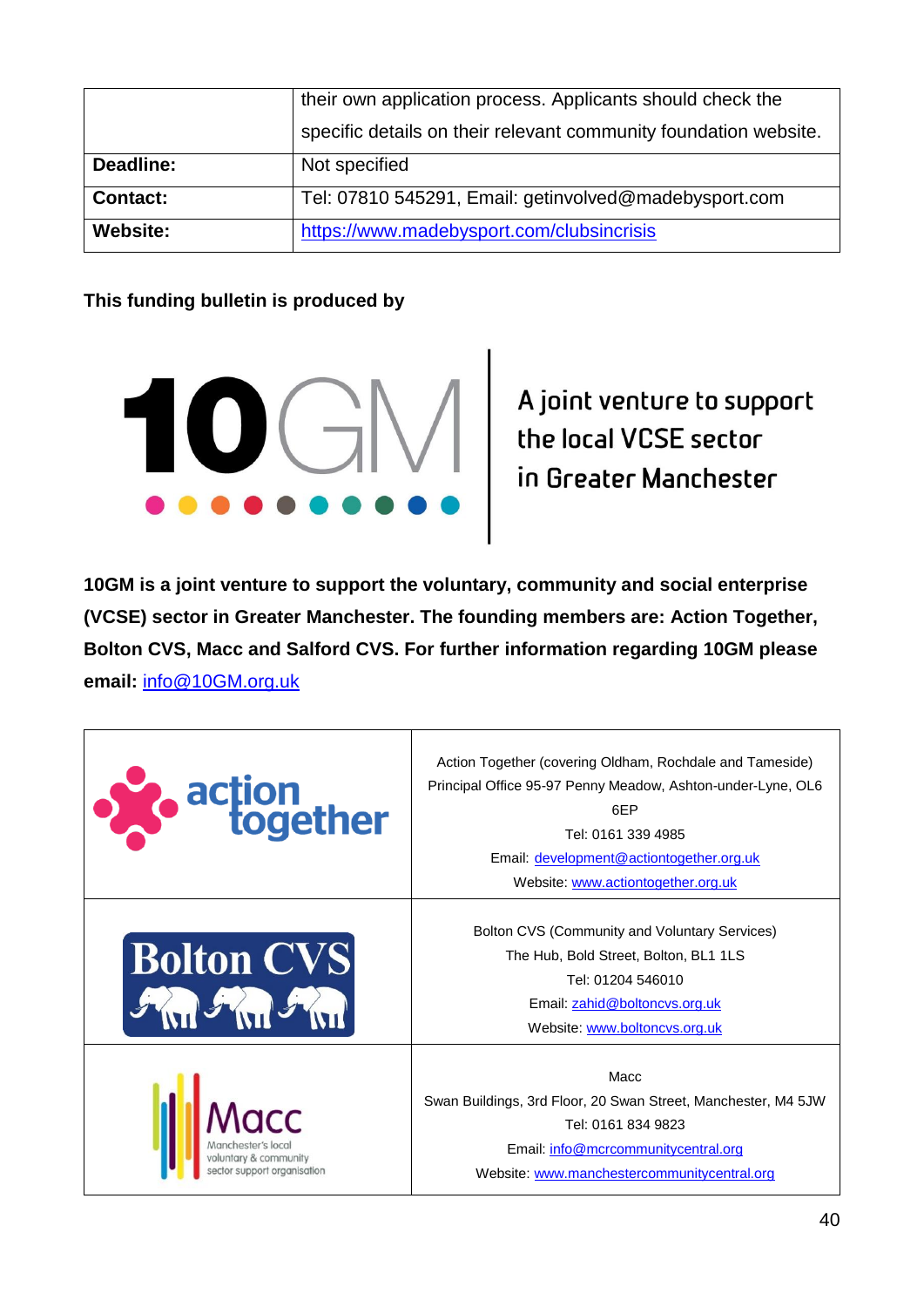| | their own application process. Applicants should check the specific details on their relevant community foundation website. |
|---|---|
| **Deadline:** | Not specified |
| **Contact:** | Tel: 07810 545291, Email: getinvolved@madebysport.com |
| **Website:** | https://www.madebysport.com/clubsincrisis |

**This funding bulletin is produced by**

10GM

A joint venture to support the local VCSE sector in Greater Manchester

**10GM is a joint venture to support the voluntary, community and social enterprise (VCSE) sector in Greater Manchester. The founding members are: Action Together, Bolton CVS, Macc and Salford CVS. For further information regarding 10GM please email:** info@10GM.org.uk

| | |
|---|---|
| action together | Action Together (covering Oldham, Rochdale and Tameside)<br>Principal Office 95-97 Penny Meadow, Ashton-under-Lyne, OL6 6EP<br>Tel: 0161 339 4985<br>Email: development@actiontogether.org.uk<br>Website: www.actiontogether.org.uk |
| Bolton CVS | Bolton CVS (Community and Voluntary Services)<br>The Hub, Bold Street, Bolton, BL1 1LS<br>Tel: 01204 546010<br>Email: zahid@boltoncvs.org.uk<br>Website: www.boltoncvs.org.uk |
| Macc<br>Manchester's local voluntary & community sector support organisation | Macc<br>Swan Buildings, 3rd Floor, 20 Swan Street, Manchester, M4 5JW<br>Tel: 0161 834 9823<br>Email: info@mcrcommunitycentral.org<br>Website: www.manchestercommunitycentral.org |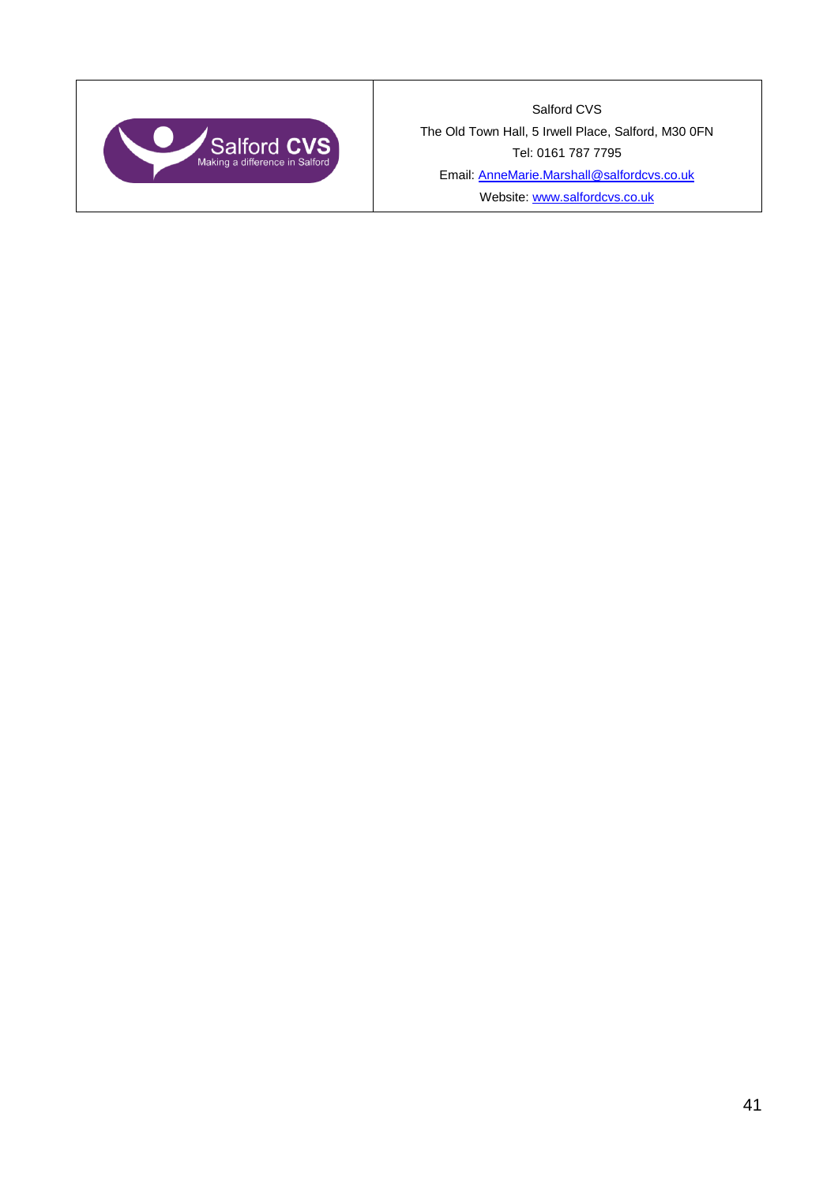| | |
|---|---|
| Salford CVS Making a difference in Salford | Salford CVS<br>The Old Town Hall, 5 Irwell Place, Salford, M30 0FN<br>Tel: 0161 787 7795<br>Email: AnneMarie.Marshall@salfordcvs.co.uk<br>Website: www.salfordcvs.co.uk |